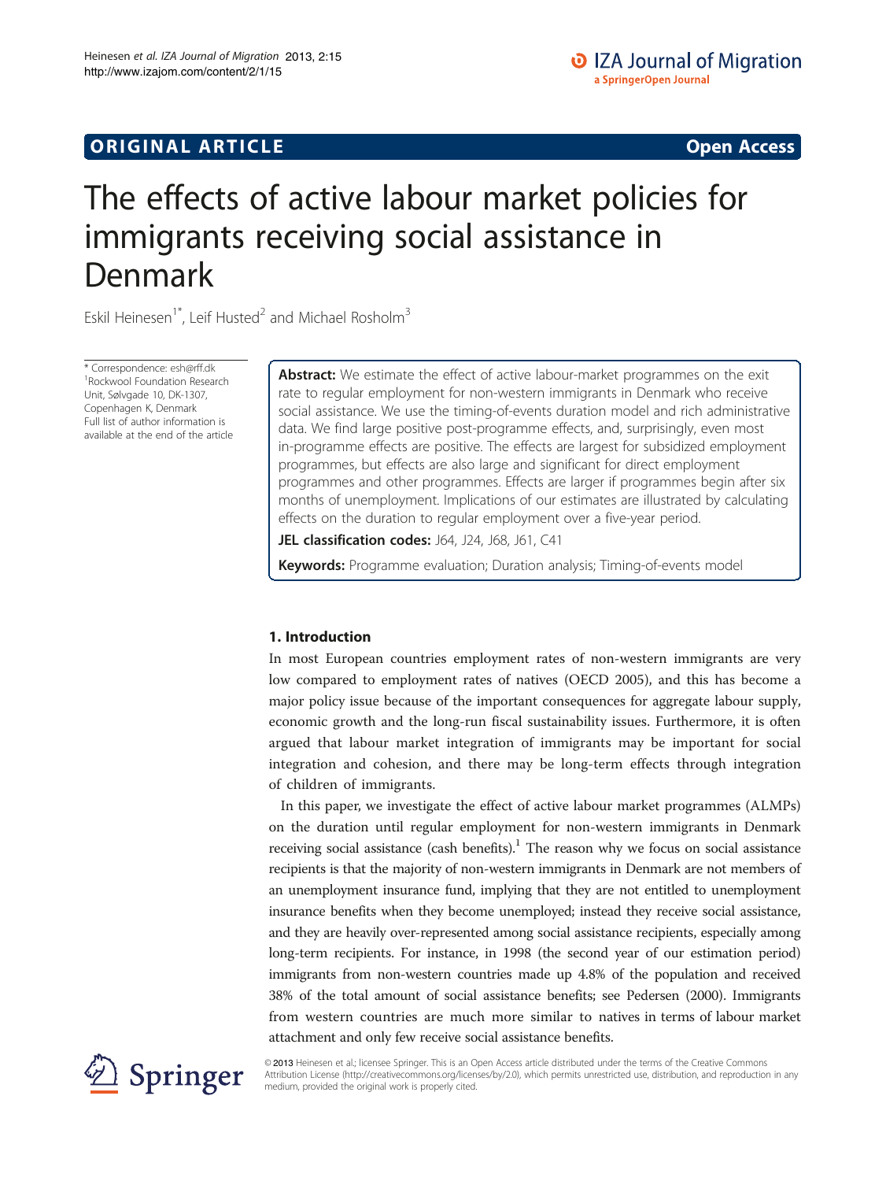**ORIGINAL ARTICLE** **Open Access**

# The effects of active labour market policies for immigrants receiving social assistance in Denmark

Eskil Heinesen[1*], Leif Husted[2] and Michael Rosholm[3]

\* Correspondence: esh@rff.dk
[1]Rockwool Foundation Research Unit, Sølvgade 10, DK-1307, Copenhagen K, Denmark
Full list of author information is available at the end of the article

**Abstract:** We estimate the effect of active labour-market programmes on the exit rate to regular employment for non-western immigrants in Denmark who receive social assistance. We use the timing-of-events duration model and rich administrative data. We find large positive post-programme effects, and, surprisingly, even most in-programme effects are positive. The effects are largest for subsidized employment programmes, but effects are also large and significant for direct employment programmes and other programmes. Effects are larger if programmes begin after six months of unemployment. Implications of our estimates are illustrated by calculating effects on the duration to regular employment over a five-year period.

**JEL classification codes:** J64, J24, J68, J61, C41

**Keywords:** Programme evaluation; Duration analysis; Timing-of-events model

## 1. Introduction

In most European countries employment rates of non-western immigrants are very low compared to employment rates of natives (OECD 2005), and this has become a major policy issue because of the important consequences for aggregate labour supply, economic growth and the long-run fiscal sustainability issues. Furthermore, it is often argued that labour market integration of immigrants may be important for social integration and cohesion, and there may be long-term effects through integration of children of immigrants.

In this paper, we investigate the effect of active labour market programmes (ALMPs) on the duration until regular employment for non-western immigrants in Denmark receiving social assistance (cash benefits).[1] The reason why we focus on social assistance recipients is that the majority of non-western immigrants in Denmark are not members of an unemployment insurance fund, implying that they are not entitled to unemployment insurance benefits when they become unemployed; instead they receive social assistance, and they are heavily over-represented among social assistance recipients, especially among long-term recipients. For instance, in 1998 (the second year of our estimation period) immigrants from non-western countries made up 4.8% of the population and received 38% of the total amount of social assistance benefits; see Pedersen (2000). Immigrants from western countries are much more similar to natives in terms of labour market attachment and only few receive social assistance benefits.

© 2013 Heinesen et al.; licensee Springer. This is an Open Access article distributed under the terms of the Creative Commons Attribution License (http://creativecommons.org/licenses/by/2.0), which permits unrestricted use, distribution, and reproduction in any medium, provided the original work is properly cited.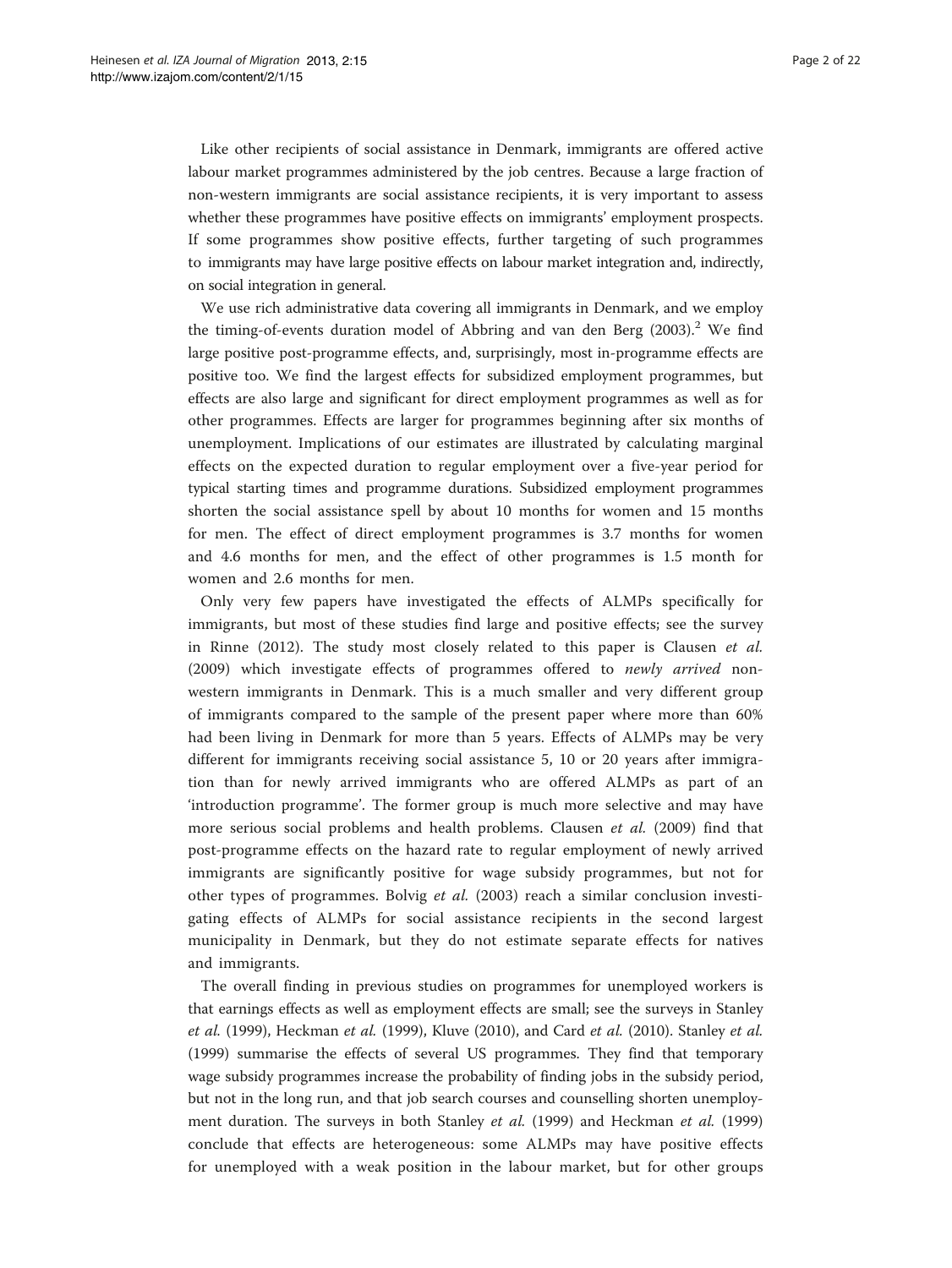Like other recipients of social assistance in Denmark, immigrants are offered active labour market programmes administered by the job centres. Because a large fraction of non-western immigrants are social assistance recipients, it is very important to assess whether these programmes have positive effects on immigrants' employment prospects. If some programmes show positive effects, further targeting of such programmes to immigrants may have large positive effects on labour market integration and, indirectly, on social integration in general.

We use rich administrative data covering all immigrants in Denmark, and we employ the timing-of-events duration model of Abbring and van den Berg (2003).[2] We find large positive post-programme effects, and, surprisingly, most in-programme effects are positive too. We find the largest effects for subsidized employment programmes, but effects are also large and significant for direct employment programmes as well as for other programmes. Effects are larger for programmes beginning after six months of unemployment. Implications of our estimates are illustrated by calculating marginal effects on the expected duration to regular employment over a five-year period for typical starting times and programme durations. Subsidized employment programmes shorten the social assistance spell by about 10 months for women and 15 months for men. The effect of direct employment programmes is 3.7 months for women and 4.6 months for men, and the effect of other programmes is 1.5 month for women and 2.6 months for men.

Only very few papers have investigated the effects of ALMPs specifically for immigrants, but most of these studies find large and positive effects; see the survey in Rinne (2012). The study most closely related to this paper is Clausen *et al.* (2009) which investigate effects of programmes offered to *newly arrived* non-western immigrants in Denmark. This is a much smaller and very different group of immigrants compared to the sample of the present paper where more than 60% had been living in Denmark for more than 5 years. Effects of ALMPs may be very different for immigrants receiving social assistance 5, 10 or 20 years after immigration than for newly arrived immigrants who are offered ALMPs as part of an 'introduction programme'. The former group is much more selective and may have more serious social problems and health problems. Clausen *et al.* (2009) find that post-programme effects on the hazard rate to regular employment of newly arrived immigrants are significantly positive for wage subsidy programmes, but not for other types of programmes. Bolvig *et al.* (2003) reach a similar conclusion investigating effects of ALMPs for social assistance recipients in the second largest municipality in Denmark, but they do not estimate separate effects for natives and immigrants.

The overall finding in previous studies on programmes for unemployed workers is that earnings effects as well as employment effects are small; see the surveys in Stanley *et al.* (1999), Heckman *et al.* (1999), Kluve (2010), and Card *et al.* (2010). Stanley *et al.* (1999) summarise the effects of several US programmes. They find that temporary wage subsidy programmes increase the probability of finding jobs in the subsidy period, but not in the long run, and that job search courses and counselling shorten unemployment duration. The surveys in both Stanley *et al.* (1999) and Heckman *et al.* (1999) conclude that effects are heterogeneous: some ALMPs may have positive effects for unemployed with a weak position in the labour market, but for other groups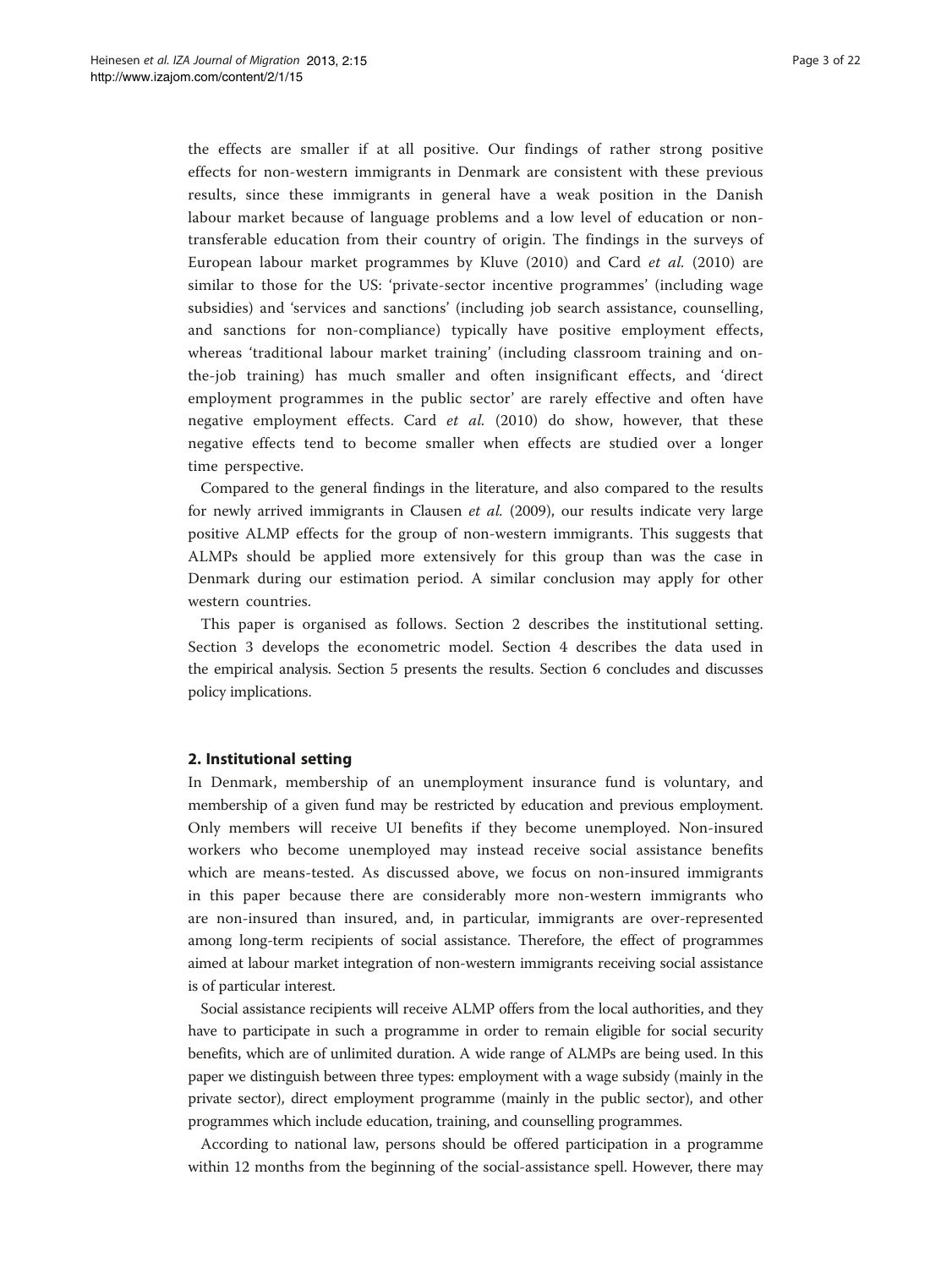the effects are smaller if at all positive. Our findings of rather strong positive effects for non-western immigrants in Denmark are consistent with these previous results, since these immigrants in general have a weak position in the Danish labour market because of language problems and a low level of education or non-transferable education from their country of origin. The findings in the surveys of European labour market programmes by Kluve (2010) and Card *et al.* (2010) are similar to those for the US: 'private-sector incentive programmes' (including wage subsidies) and 'services and sanctions' (including job search assistance, counselling, and sanctions for non-compliance) typically have positive employment effects, whereas 'traditional labour market training' (including classroom training and on-the-job training) has much smaller and often insignificant effects, and 'direct employment programmes in the public sector' are rarely effective and often have negative employment effects. Card *et al.* (2010) do show, however, that these negative effects tend to become smaller when effects are studied over a longer time perspective.

Compared to the general findings in the literature, and also compared to the results for newly arrived immigrants in Clausen *et al.* (2009), our results indicate very large positive ALMP effects for the group of non-western immigrants. This suggests that ALMPs should be applied more extensively for this group than was the case in Denmark during our estimation period. A similar conclusion may apply for other western countries.

This paper is organised as follows. Section 2 describes the institutional setting. Section 3 develops the econometric model. Section 4 describes the data used in the empirical analysis. Section 5 presents the results. Section 6 concludes and discusses policy implications.

## 2. Institutional setting

In Denmark, membership of an unemployment insurance fund is voluntary, and membership of a given fund may be restricted by education and previous employment. Only members will receive UI benefits if they become unemployed. Non-insured workers who become unemployed may instead receive social assistance benefits which are means-tested. As discussed above, we focus on non-insured immigrants in this paper because there are considerably more non-western immigrants who are non-insured than insured, and, in particular, immigrants are over-represented among long-term recipients of social assistance. Therefore, the effect of programmes aimed at labour market integration of non-western immigrants receiving social assistance is of particular interest.

Social assistance recipients will receive ALMP offers from the local authorities, and they have to participate in such a programme in order to remain eligible for social security benefits, which are of unlimited duration. A wide range of ALMPs are being used. In this paper we distinguish between three types: employment with a wage subsidy (mainly in the private sector), direct employment programme (mainly in the public sector), and other programmes which include education, training, and counselling programmes.

According to national law, persons should be offered participation in a programme within 12 months from the beginning of the social-assistance spell. However, there may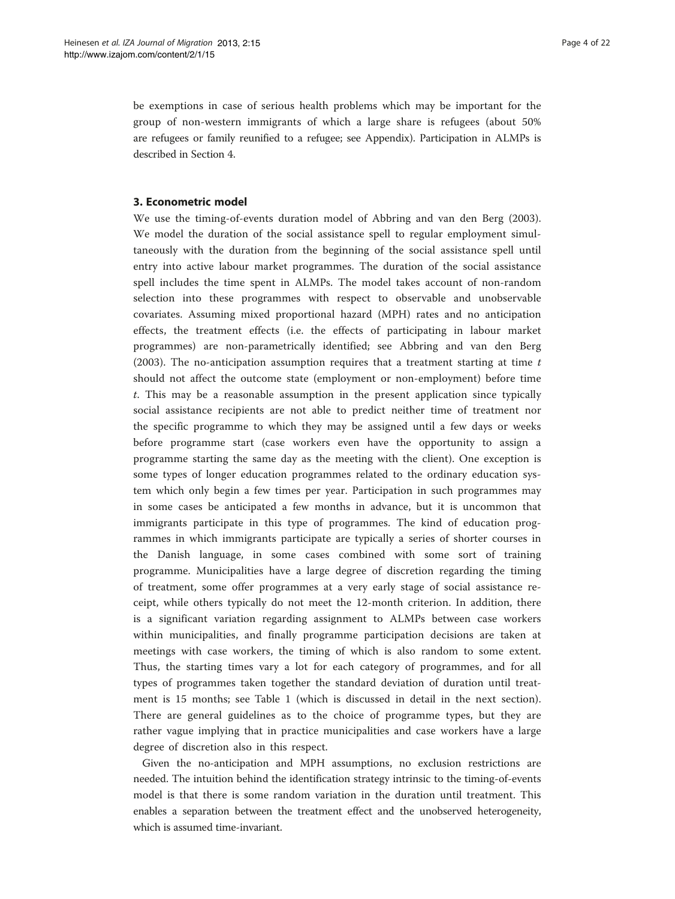be exemptions in case of serious health problems which may be important for the group of non-western immigrants of which a large share is refugees (about 50% are refugees or family reunified to a refugee; see Appendix). Participation in ALMPs is described in Section 4.

## 3. Econometric model

We use the timing-of-events duration model of Abbring and van den Berg (2003). We model the duration of the social assistance spell to regular employment simultaneously with the duration from the beginning of the social assistance spell until entry into active labour market programmes. The duration of the social assistance spell includes the time spent in ALMPs. The model takes account of non-random selection into these programmes with respect to observable and unobservable covariates. Assuming mixed proportional hazard (MPH) rates and no anticipation effects, the treatment effects (i.e. the effects of participating in labour market programmes) are non-parametrically identified; see Abbring and van den Berg (2003). The no-anticipation assumption requires that a treatment starting at time $t$ should not affect the outcome state (employment or non-employment) before time $t$. This may be a reasonable assumption in the present application since typically social assistance recipients are not able to predict neither time of treatment nor the specific programme to which they may be assigned until a few days or weeks before programme start (case workers even have the opportunity to assign a programme starting the same day as the meeting with the client). One exception is some types of longer education programmes related to the ordinary education system which only begin a few times per year. Participation in such programmes may in some cases be anticipated a few months in advance, but it is uncommon that immigrants participate in this type of programmes. The kind of education programmes in which immigrants participate are typically a series of shorter courses in the Danish language, in some cases combined with some sort of training programme. Municipalities have a large degree of discretion regarding the timing of treatment, some offer programmes at a very early stage of social assistance receipt, while others typically do not meet the 12-month criterion. In addition, there is a significant variation regarding assignment to ALMPs between case workers within municipalities, and finally programme participation decisions are taken at meetings with case workers, the timing of which is also random to some extent. Thus, the starting times vary a lot for each category of programmes, and for all types of programmes taken together the standard deviation of duration until treatment is 15 months; see Table 1 (which is discussed in detail in the next section). There are general guidelines as to the choice of programme types, but they are rather vague implying that in practice municipalities and case workers have a large degree of discretion also in this respect.

Given the no-anticipation and MPH assumptions, no exclusion restrictions are needed. The intuition behind the identification strategy intrinsic to the timing-of-events model is that there is some random variation in the duration until treatment. This enables a separation between the treatment effect and the unobserved heterogeneity, which is assumed time-invariant.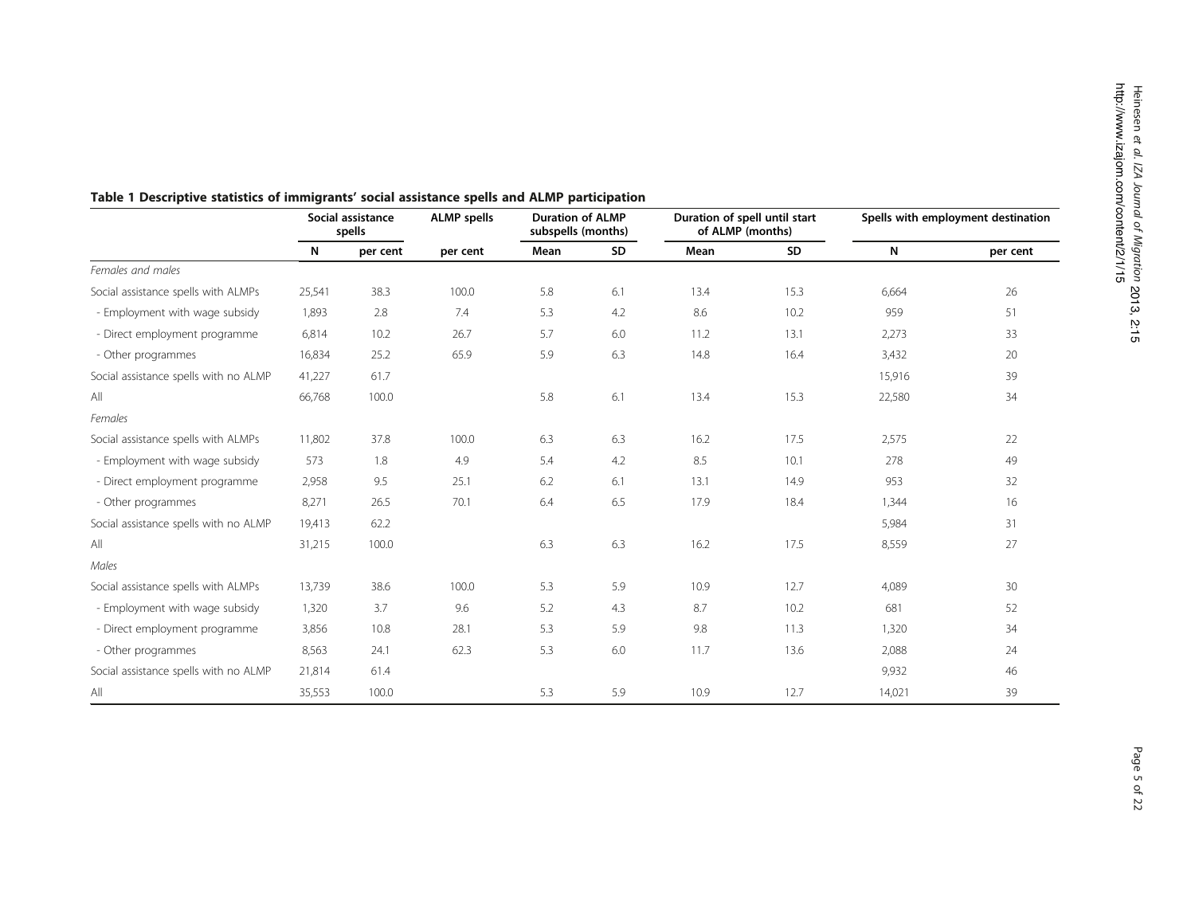**Table 1 Descriptive statistics of immigrants' social assistance spells and ALMP participation**

| | Social assistance spells | | ALMP spells | Duration of ALMP subspells (months) | | Duration of spell until start of ALMP (months) | | Spells with employment destination | |
|---|---|---|---|---|---|---|---|---|---|
| | N | per cent | per cent | Mean | SD | Mean | SD | N | per cent |
| *Females and males* | | | | | | | | | |
| Social assistance spells with ALMPs | 25,541 | 38.3 | 100.0 | 5.8 | 6.1 | 13.4 | 15.3 | 6,664 | 26 |
| - Employment with wage subsidy | 1,893 | 2.8 | 7.4 | 5.3 | 4.2 | 8.6 | 10.2 | 959 | 51 |
| - Direct employment programme | 6,814 | 10.2 | 26.7 | 5.7 | 6.0 | 11.2 | 13.1 | 2,273 | 33 |
| - Other programmes | 16,834 | 25.2 | 65.9 | 5.9 | 6.3 | 14.8 | 16.4 | 3,432 | 20 |
| Social assistance spells with no ALMP | 41,227 | 61.7 | | | | | | 15,916 | 39 |
| All | 66,768 | 100.0 | | 5.8 | 6.1 | 13.4 | 15.3 | 22,580 | 34 |
| *Females* | | | | | | | | | |
| Social assistance spells with ALMPs | 11,802 | 37.8 | 100.0 | 6.3 | 6.3 | 16.2 | 17.5 | 2,575 | 22 |
| - Employment with wage subsidy | 573 | 1.8 | 4.9 | 5.4 | 4.2 | 8.5 | 10.1 | 278 | 49 |
| - Direct employment programme | 2,958 | 9.5 | 25.1 | 6.2 | 6.1 | 13.1 | 14.9 | 953 | 32 |
| - Other programmes | 8,271 | 26.5 | 70.1 | 6.4 | 6.5 | 17.9 | 18.4 | 1,344 | 16 |
| Social assistance spells with no ALMP | 19,413 | 62.2 | | | | | | 5,984 | 31 |
| All | 31,215 | 100.0 | | 6.3 | 6.3 | 16.2 | 17.5 | 8,559 | 27 |
| *Males* | | | | | | | | | |
| Social assistance spells with ALMPs | 13,739 | 38.6 | 100.0 | 5.3 | 5.9 | 10.9 | 12.7 | 4,089 | 30 |
| - Employment with wage subsidy | 1,320 | 3.7 | 9.6 | 5.2 | 4.3 | 8.7 | 10.2 | 681 | 52 |
| - Direct employment programme | 3,856 | 10.8 | 28.1 | 5.3 | 5.9 | 9.8 | 11.3 | 1,320 | 34 |
| - Other programmes | 8,563 | 24.1 | 62.3 | 5.3 | 6.0 | 11.7 | 13.6 | 2,088 | 24 |
| Social assistance spells with no ALMP | 21,814 | 61.4 | | | | | | 9,932 | 46 |
| All | 35,553 | 100.0 | | 5.3 | 5.9 | 10.9 | 12.7 | 14,021 | 39 |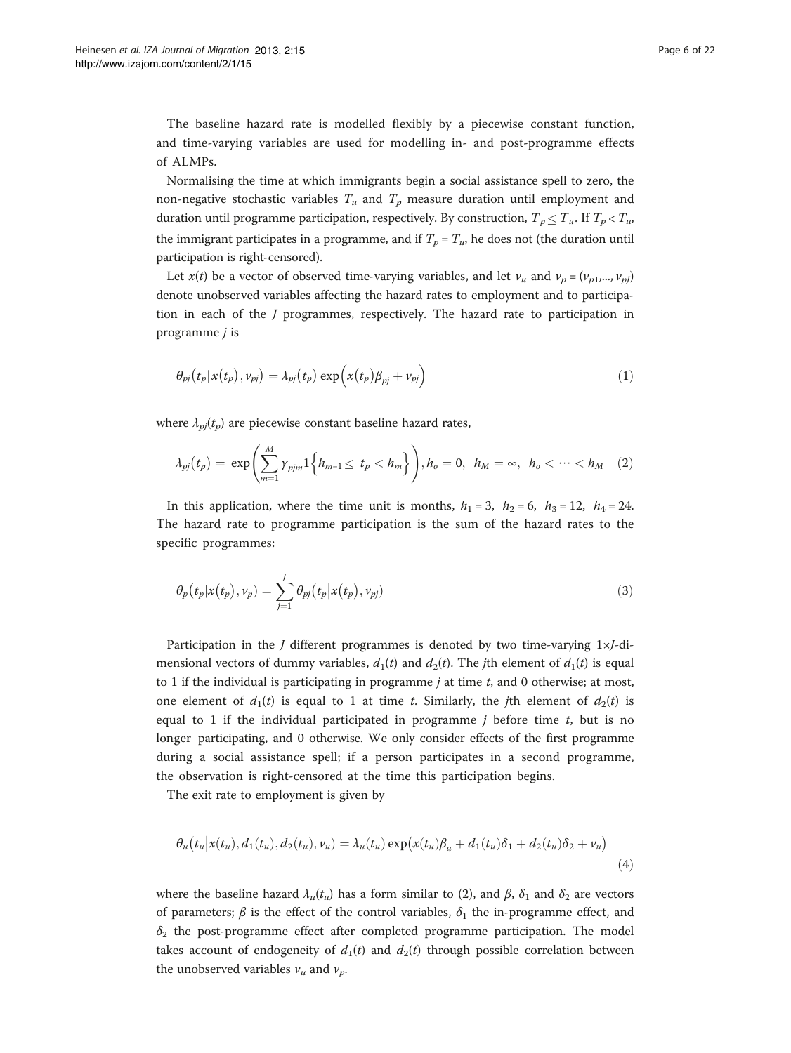The baseline hazard rate is modelled flexibly by a piecewise constant function, and time-varying variables are used for modelling in- and post-programme effects of ALMPs.

Normalising the time at which immigrants begin a social assistance spell to zero, the non-negative stochastic variables $T_u$ and $T_p$ measure duration until employment and duration until programme participation, respectively. By construction, $T_p \leq T_u$. If $T_p < T_u$, the immigrant participates in a programme, and if $T_p = T_u$, he does not (the duration until participation is right-censored).

Let $x(t)$ be a vector of observed time-varying variables, and let $v_u$ and $v_p = (v_{p1},..., v_{pJ})$ denote unobserved variables affecting the hazard rates to employment and to participation in each of the $J$ programmes, respectively. The hazard rate to participation in programme $j$ is

$$\theta_{pj}\left(t_p \mid x(t_p), v_{pj}\right) = \lambda_{pj}(t_p) \exp\left(x(t_p)\beta_{pj} + v_{pj}\right) \tag{1}$$

where $\lambda_{pj}(t_p)$ are piecewise constant baseline hazard rates,

$$\lambda_{pj}(t_p) = \exp\left(\sum_{m=1}^{M} \gamma_{pjm} 1\left\{h_{m-1} \leq t_p < h_m\right\}\right), h_o = 0, \ \ h_M = \infty, \ \ h_o < \cdots < h_M \tag{2}$$

In this application, where the time unit is months, $h_1 = 3, \ h_2 = 6, \ h_3 = 12, \ h_4 = 24$. The hazard rate to programme participation is the sum of the hazard rates to the specific programmes:

$$\theta_p\left(t_p \mid x(t_p), v_p\right) = \sum_{j=1}^{J} \theta_{pj}\left(t_p \mid x(t_p), v_{pj}\right) \tag{3}$$

Participation in the $J$ different programmes is denoted by two time-varying $1 \times J$-dimensional vectors of dummy variables, $d_1(t)$ and $d_2(t)$. The $j$th element of $d_1(t)$ is equal to 1 if the individual is participating in programme $j$ at time $t$, and 0 otherwise; at most, one element of $d_1(t)$ is equal to 1 at time $t$. Similarly, the $j$th element of $d_2(t)$ is equal to 1 if the individual participated in programme $j$ before time $t$, but is no longer participating, and 0 otherwise. We only consider effects of the first programme during a social assistance spell; if a person participates in a second programme, the observation is right-censored at the time this participation begins.

The exit rate to employment is given by

$$\theta_u\left(t_u \mid x(t_u), d_1(t_u), d_2(t_u), v_u\right) = \lambda_u(t_u) \exp\left(x(t_u)\beta_u + d_1(t_u)\delta_1 + d_2(t_u)\delta_2 + v_u\right) \tag{4}$$

where the baseline hazard $\lambda_u(t_u)$ has a form similar to (2), and $\beta$, $\delta_1$ and $\delta_2$ are vectors of parameters; $\beta$ is the effect of the control variables, $\delta_1$ the in-programme effect, and $\delta_2$ the post-programme effect after completed programme participation. The model takes account of endogeneity of $d_1(t)$ and $d_2(t)$ through possible correlation between the unobserved variables $v_u$ and $v_p$.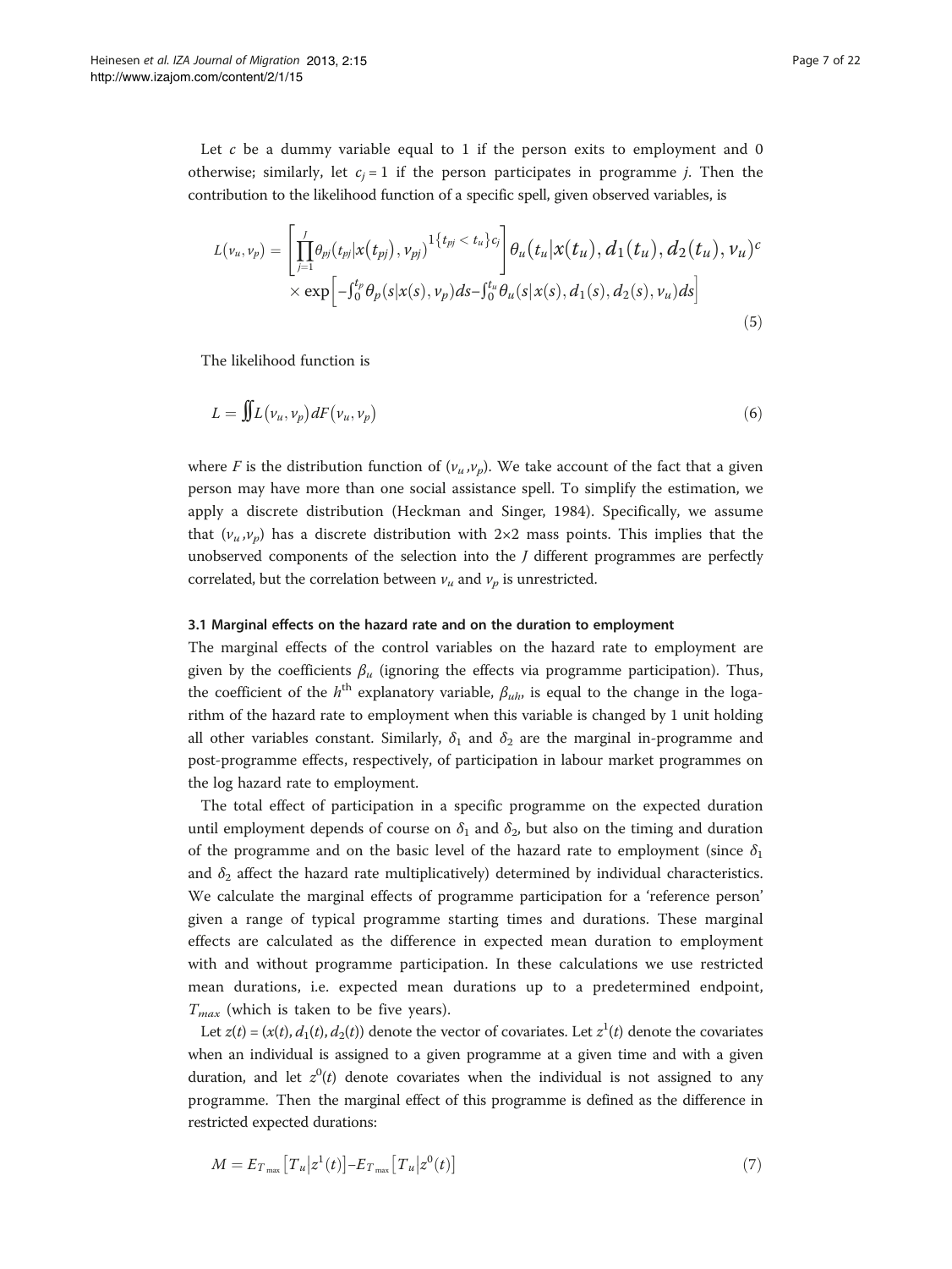Let $c$ be a dummy variable equal to 1 if the person exits to employment and 0 otherwise; similarly, let $c_j = 1$ if the person participates in programme $j$. Then the contribution to the likelihood function of a specific spell, given observed variables, is

$$L(\nu_u, \nu_p) = \left[ \prod_{j=1}^{J} \theta_{pj}(t_{pj} | x(t_{pj}), \nu_{pj})^{1\{t_{pj} < t_u\} c_j} \right] \theta_u(t_u | x(t_u), d_1(t_u), d_2(t_u), \nu_u)^c \times \exp\left[ -\int_0^{t_p} \theta_p(s|x(s), \nu_p) ds - \int_0^{t_u} \theta_u(s|x(s), d_1(s), d_2(s), \nu_u) ds \right] \tag{5}$$

The likelihood function is

$$L = \iint L(\nu_u, \nu_p) dF(\nu_u, \nu_p) \tag{6}$$

where $F$ is the distribution function of $(\nu_u, \nu_p)$. We take account of the fact that a given person may have more than one social assistance spell. To simplify the estimation, we apply a discrete distribution (Heckman and Singer, 1984). Specifically, we assume that $(\nu_u, \nu_p)$ has a discrete distribution with 2×2 mass points. This implies that the unobserved components of the selection into the $J$ different programmes are perfectly correlated, but the correlation between $\nu_u$ and $\nu_p$ is unrestricted.

### 3.1 Marginal effects on the hazard rate and on the duration to employment

The marginal effects of the control variables on the hazard rate to employment are given by the coefficients $\beta_u$ (ignoring the effects via programme participation). Thus, the coefficient of the $h^{\text{th}}$ explanatory variable, $\beta_{uh}$, is equal to the change in the logarithm of the hazard rate to employment when this variable is changed by 1 unit holding all other variables constant. Similarly, $\delta_1$ and $\delta_2$ are the marginal in-programme and post-programme effects, respectively, of participation in labour market programmes on the log hazard rate to employment.

The total effect of participation in a specific programme on the expected duration until employment depends of course on $\delta_1$ and $\delta_2$, but also on the timing and duration of the programme and on the basic level of the hazard rate to employment (since $\delta_1$ and $\delta_2$ affect the hazard rate multiplicatively) determined by individual characteristics. We calculate the marginal effects of programme participation for a 'reference person' given a range of typical programme starting times and durations. These marginal effects are calculated as the difference in expected mean duration to employment with and without programme participation. In these calculations we use restricted mean durations, i.e. expected mean durations up to a predetermined endpoint, $T_{max}$ (which is taken to be five years).

Let $z(t) = (x(t), d_1(t), d_2(t))$ denote the vector of covariates. Let $z^1(t)$ denote the covariates when an individual is assigned to a given programme at a given time and with a given duration, and let $z^0(t)$ denote covariates when the individual is not assigned to any programme. Then the marginal effect of this programme is defined as the difference in restricted expected durations:

$$M = E_{T_{\max}}\left[T_u | z^1(t)\right] - E_{T_{\max}}\left[T_u | z^0(t)\right] \tag{7}$$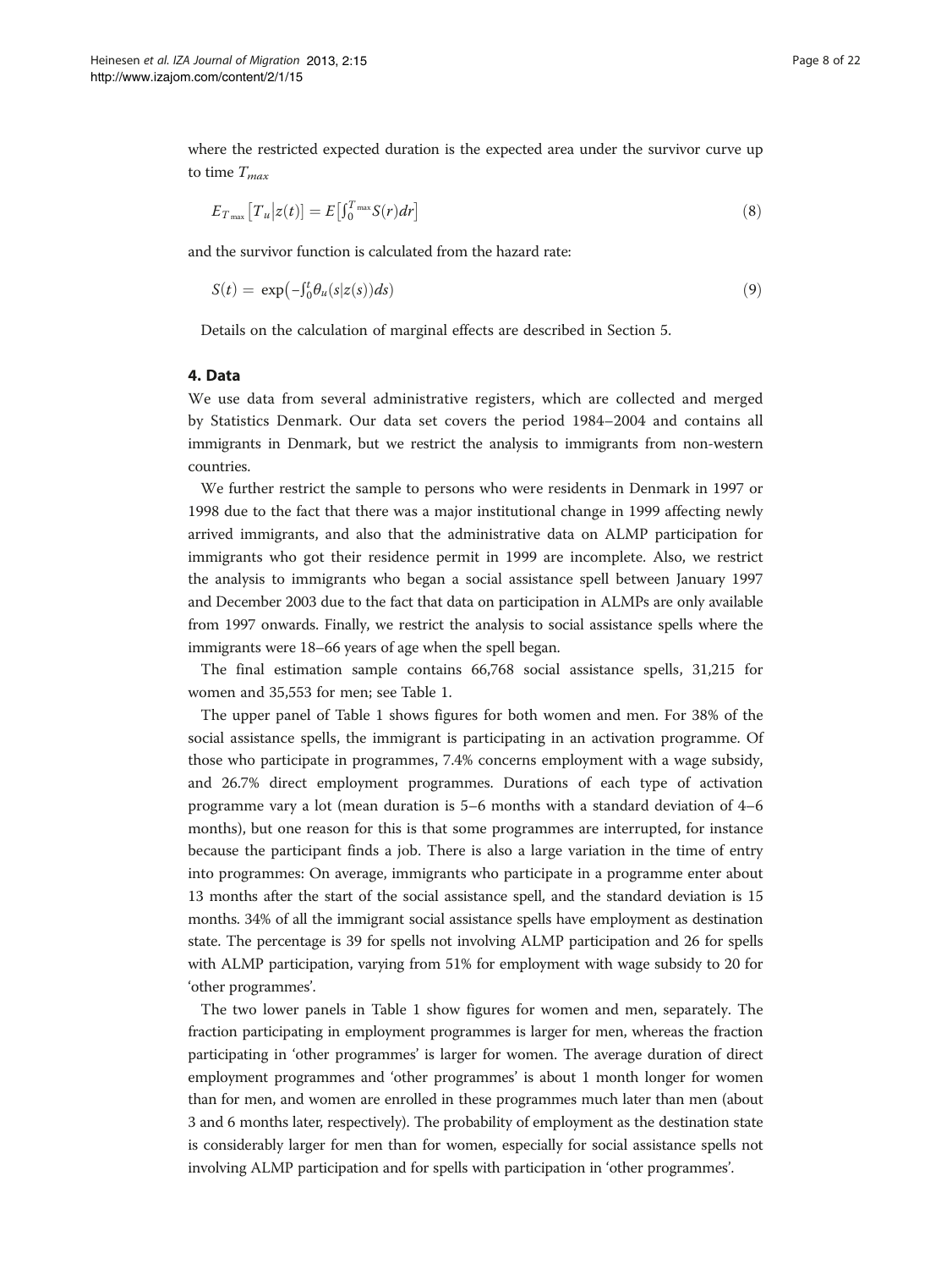where the restricted expected duration is the expected area under the survivor curve up to time $T_{max}$

$$E_{T_{\max}}\left[T_u \middle| z(t)\right] = E\left[\int_0^{T_{\max}} S(r)dr\right] \tag{8}$$

and the survivor function is calculated from the hazard rate:

$$S(t) = \exp\left(-\int_0^t \theta_u(s|z(s))ds\right) \tag{9}$$

Details on the calculation of marginal effects are described in Section 5.

## 4. Data

We use data from several administrative registers, which are collected and merged by Statistics Denmark. Our data set covers the period 1984–2004 and contains all immigrants in Denmark, but we restrict the analysis to immigrants from non-western countries.

We further restrict the sample to persons who were residents in Denmark in 1997 or 1998 due to the fact that there was a major institutional change in 1999 affecting newly arrived immigrants, and also that the administrative data on ALMP participation for immigrants who got their residence permit in 1999 are incomplete. Also, we restrict the analysis to immigrants who began a social assistance spell between January 1997 and December 2003 due to the fact that data on participation in ALMPs are only available from 1997 onwards. Finally, we restrict the analysis to social assistance spells where the immigrants were 18–66 years of age when the spell began.

The final estimation sample contains 66,768 social assistance spells, 31,215 for women and 35,553 for men; see Table 1.

The upper panel of Table 1 shows figures for both women and men. For 38% of the social assistance spells, the immigrant is participating in an activation programme. Of those who participate in programmes, 7.4% concerns employment with a wage subsidy, and 26.7% direct employment programmes. Durations of each type of activation programme vary a lot (mean duration is 5–6 months with a standard deviation of 4–6 months), but one reason for this is that some programmes are interrupted, for instance because the participant finds a job. There is also a large variation in the time of entry into programmes: On average, immigrants who participate in a programme enter about 13 months after the start of the social assistance spell, and the standard deviation is 15 months. 34% of all the immigrant social assistance spells have employment as destination state. The percentage is 39 for spells not involving ALMP participation and 26 for spells with ALMP participation, varying from 51% for employment with wage subsidy to 20 for 'other programmes'.

The two lower panels in Table 1 show figures for women and men, separately. The fraction participating in employment programmes is larger for men, whereas the fraction participating in 'other programmes' is larger for women. The average duration of direct employment programmes and 'other programmes' is about 1 month longer for women than for men, and women are enrolled in these programmes much later than men (about 3 and 6 months later, respectively). The probability of employment as the destination state is considerably larger for men than for women, especially for social assistance spells not involving ALMP participation and for spells with participation in 'other programmes'.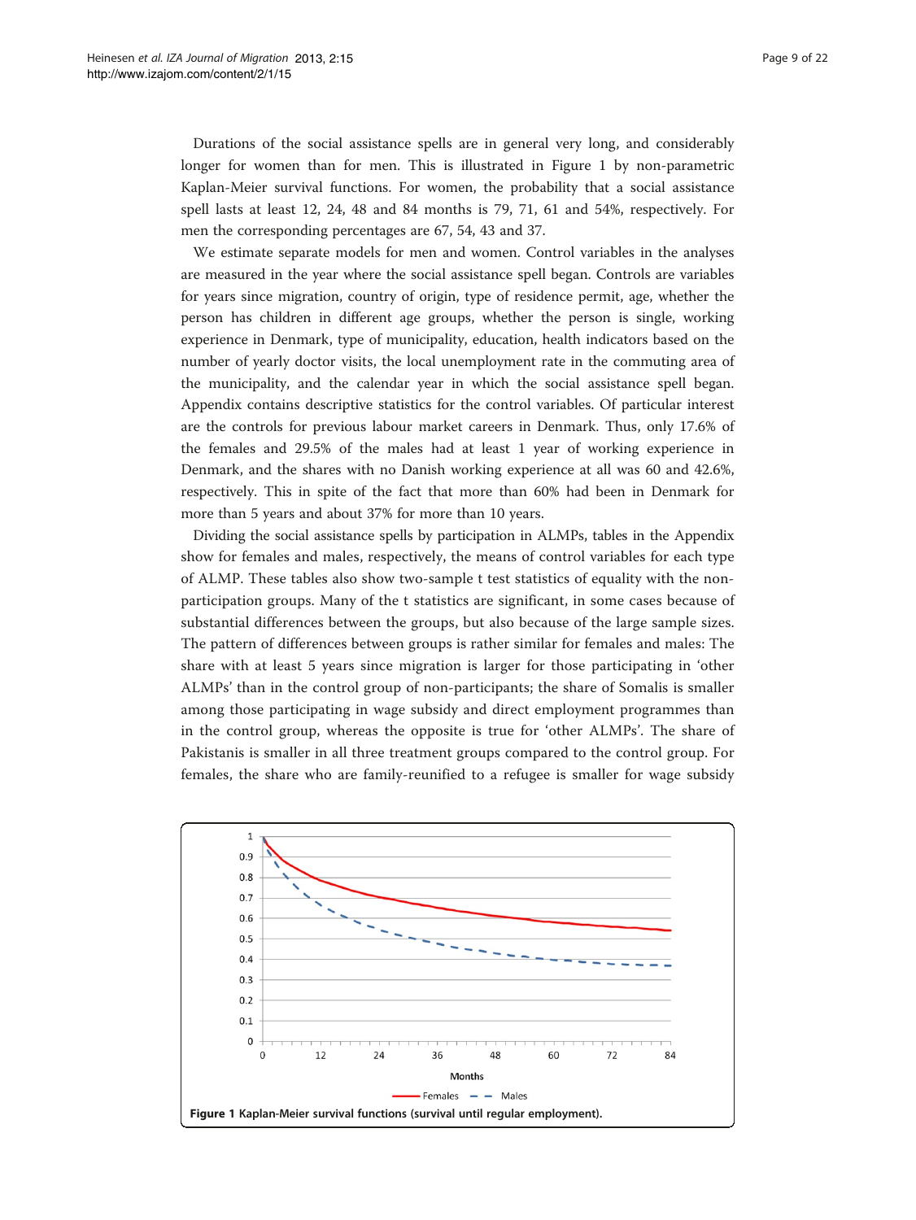Durations of the social assistance spells are in general very long, and considerably longer for women than for men. This is illustrated in Figure 1 by non-parametric Kaplan-Meier survival functions. For women, the probability that a social assistance spell lasts at least 12, 24, 48 and 84 months is 79, 71, 61 and 54%, respectively. For men the corresponding percentages are 67, 54, 43 and 37.

We estimate separate models for men and women. Control variables in the analyses are measured in the year where the social assistance spell began. Controls are variables for years since migration, country of origin, type of residence permit, age, whether the person has children in different age groups, whether the person is single, working experience in Denmark, type of municipality, education, health indicators based on the number of yearly doctor visits, the local unemployment rate in the commuting area of the municipality, and the calendar year in which the social assistance spell began. Appendix contains descriptive statistics for the control variables. Of particular interest are the controls for previous labour market careers in Denmark. Thus, only 17.6% of the females and 29.5% of the males had at least 1 year of working experience in Denmark, and the shares with no Danish working experience at all was 60 and 42.6%, respectively. This in spite of the fact that more than 60% had been in Denmark for more than 5 years and about 37% for more than 10 years.

Dividing the social assistance spells by participation in ALMPs, tables in the Appendix show for females and males, respectively, the means of control variables for each type of ALMP. These tables also show two-sample t test statistics of equality with the non-participation groups. Many of the t statistics are significant, in some cases because of substantial differences between the groups, but also because of the large sample sizes. The pattern of differences between groups is rather similar for females and males: The share with at least 5 years since migration is larger for those participating in 'other ALMPs' than in the control group of non-participants; the share of Somalis is smaller among those participating in wage subsidy and direct employment programmes than in the control group, whereas the opposite is true for 'other ALMPs'. The share of Pakistanis is smaller in all three treatment groups compared to the control group. For females, the share who are family-reunified to a refugee is smaller for wage subsidy

**Figure 1** Kaplan-Meier survival functions (survival until regular employment).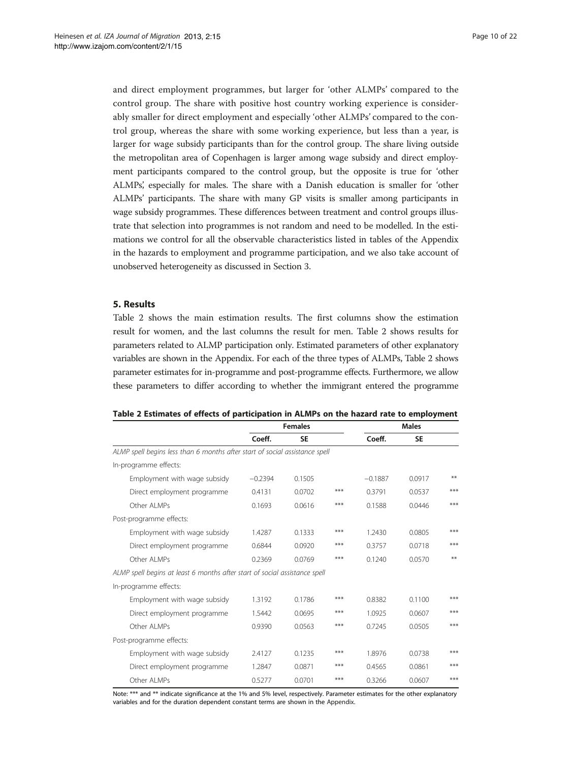and direct employment programmes, but larger for 'other ALMPs' compared to the control group. The share with positive host country working experience is considerably smaller for direct employment and especially 'other ALMPs' compared to the control group, whereas the share with some working experience, but less than a year, is larger for wage subsidy participants than for the control group. The share living outside the metropolitan area of Copenhagen is larger among wage subsidy and direct employment participants compared to the control group, but the opposite is true for 'other ALMPs', especially for males. The share with a Danish education is smaller for 'other ALMPs' participants. The share with many GP visits is smaller among participants in wage subsidy programmes. These differences between treatment and control groups illustrate that selection into programmes is not random and need to be modelled. In the estimations we control for all the observable characteristics listed in tables of the Appendix in the hazards to employment and programme participation, and we also take account of unobserved heterogeneity as discussed in Section 3.

## 5. Results

Table 2 shows the main estimation results. The first columns show the estimation result for women, and the last columns the result for men. Table 2 shows results for parameters related to ALMP participation only. Estimated parameters of other explanatory variables are shown in the Appendix. For each of the three types of ALMPs, Table 2 shows parameter estimates for in-programme and post-programme effects. Furthermore, we allow these parameters to differ according to whether the immigrant entered the programme

**Table 2 Estimates of effects of participation in ALMPs on the hazard rate to employment**

| | Females | | | Males | | |
|---|---|---|---|---|---|---|
| | Coeff. | SE | | Coeff. | SE | |
| *ALMP spell begins less than 6 months after start of social assistance spell* | | | | | | |
| In-programme effects: | | | | | | |
| Employment with wage subsidy | −0.2394 | 0.1505 | | −0.1887 | 0.0917 | ** |
| Direct employment programme | 0.4131 | 0.0702 | *** | 0.3791 | 0.0537 | *** |
| Other ALMPs | 0.1693 | 0.0616 | *** | 0.1588 | 0.0446 | *** |
| Post-programme effects: | | | | | | |
| Employment with wage subsidy | 1.4287 | 0.1333 | *** | 1.2430 | 0.0805 | *** |
| Direct employment programme | 0.6844 | 0.0920 | *** | 0.3757 | 0.0718 | *** |
| Other ALMPs | 0.2369 | 0.0769 | *** | 0.1240 | 0.0570 | ** |
| *ALMP spell begins at least 6 months after start of social assistance spell* | | | | | | |
| In-programme effects: | | | | | | |
| Employment with wage subsidy | 1.3192 | 0.1786 | *** | 0.8382 | 0.1100 | *** |
| Direct employment programme | 1.5442 | 0.0695 | *** | 1.0925 | 0.0607 | *** |
| Other ALMPs | 0.9390 | 0.0563 | *** | 0.7245 | 0.0505 | *** |
| Post-programme effects: | | | | | | |
| Employment with wage subsidy | 2.4127 | 0.1235 | *** | 1.8976 | 0.0738 | *** |
| Direct employment programme | 1.2847 | 0.0871 | *** | 0.4565 | 0.0861 | *** |
| Other ALMPs | 0.5277 | 0.0701 | *** | 0.3266 | 0.0607 | *** |

Note: *** and ** indicate significance at the 1% and 5% level, respectively. Parameter estimates for the other explanatory variables and for the duration dependent constant terms are shown in the Appendix.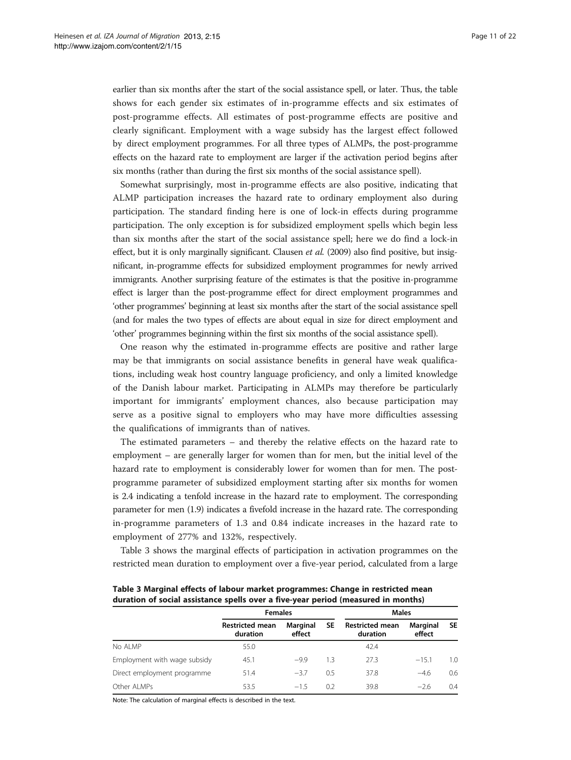earlier than six months after the start of the social assistance spell, or later. Thus, the table shows for each gender six estimates of in-programme effects and six estimates of post-programme effects. All estimates of post-programme effects are positive and clearly significant. Employment with a wage subsidy has the largest effect followed by direct employment programmes. For all three types of ALMPs, the post-programme effects on the hazard rate to employment are larger if the activation period begins after six months (rather than during the first six months of the social assistance spell).

Somewhat surprisingly, most in-programme effects are also positive, indicating that ALMP participation increases the hazard rate to ordinary employment also during participation. The standard finding here is one of lock-in effects during programme participation. The only exception is for subsidized employment spells which begin less than six months after the start of the social assistance spell; here we do find a lock-in effect, but it is only marginally significant. Clausen *et al.* (2009) also find positive, but insignificant, in-programme effects for subsidized employment programmes for newly arrived immigrants. Another surprising feature of the estimates is that the positive in-programme effect is larger than the post-programme effect for direct employment programmes and 'other programmes' beginning at least six months after the start of the social assistance spell (and for males the two types of effects are about equal in size for direct employment and 'other' programmes beginning within the first six months of the social assistance spell).

One reason why the estimated in-programme effects are positive and rather large may be that immigrants on social assistance benefits in general have weak qualifications, including weak host country language proficiency, and only a limited knowledge of the Danish labour market. Participating in ALMPs may therefore be particularly important for immigrants' employment chances, also because participation may serve as a positive signal to employers who may have more difficulties assessing the qualifications of immigrants than of natives.

The estimated parameters – and thereby the relative effects on the hazard rate to employment – are generally larger for women than for men, but the initial level of the hazard rate to employment is considerably lower for women than for men. The post-programme parameter of subsidized employment starting after six months for women is 2.4 indicating a tenfold increase in the hazard rate to employment. The corresponding parameter for men (1.9) indicates a fivefold increase in the hazard rate. The corresponding in-programme parameters of 1.3 and 0.84 indicate increases in the hazard rate to employment of 277% and 132%, respectively.

Table 3 shows the marginal effects of participation in activation programmes on the restricted mean duration to employment over a five-year period, calculated from a large

**Table 3 Marginal effects of labour market programmes: Change in restricted mean duration of social assistance spells over a five-year period (measured in months)**

| | Females | | | Males | | |
|---|---|---|---|---|---|---|
| | Restricted mean duration | Marginal effect | SE | Restricted mean duration | Marginal effect | SE |
| No ALMP | 55.0 | | | 42.4 | | |
| Employment with wage subsidy | 45.1 | −9.9 | 1.3 | 27.3 | −15.1 | 1.0 |
| Direct employment programme | 51.4 | −3.7 | 0.5 | 37.8 | −4.6 | 0.6 |
| Other ALMPs | 53.5 | −1.5 | 0.2 | 39.8 | −2.6 | 0.4 |

Note: The calculation of marginal effects is described in the text.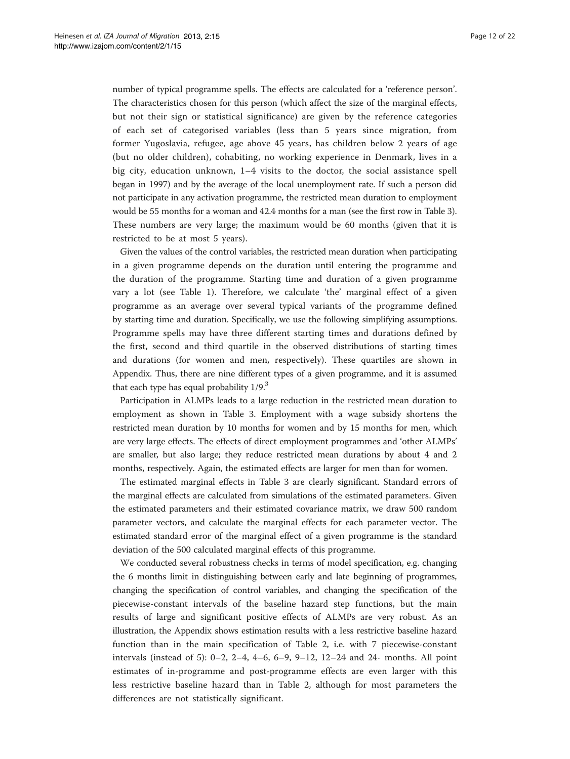number of typical programme spells. The effects are calculated for a 'reference person'. The characteristics chosen for this person (which affect the size of the marginal effects, but not their sign or statistical significance) are given by the reference categories of each set of categorised variables (less than 5 years since migration, from former Yugoslavia, refugee, age above 45 years, has children below 2 years of age (but no older children), cohabiting, no working experience in Denmark, lives in a big city, education unknown, 1–4 visits to the doctor, the social assistance spell began in 1997) and by the average of the local unemployment rate. If such a person did not participate in any activation programme, the restricted mean duration to employment would be 55 months for a woman and 42.4 months for a man (see the first row in Table 3). These numbers are very large; the maximum would be 60 months (given that it is restricted to be at most 5 years).

Given the values of the control variables, the restricted mean duration when participating in a given programme depends on the duration until entering the programme and the duration of the programme. Starting time and duration of a given programme vary a lot (see Table 1). Therefore, we calculate 'the' marginal effect of a given programme as an average over several typical variants of the programme defined by starting time and duration. Specifically, we use the following simplifying assumptions. Programme spells may have three different starting times and durations defined by the first, second and third quartile in the observed distributions of starting times and durations (for women and men, respectively). These quartiles are shown in Appendix. Thus, there are nine different types of a given programme, and it is assumed that each type has equal probability 1/9.[3]

Participation in ALMPs leads to a large reduction in the restricted mean duration to employment as shown in Table 3. Employment with a wage subsidy shortens the restricted mean duration by 10 months for women and by 15 months for men, which are very large effects. The effects of direct employment programmes and 'other ALMPs' are smaller, but also large; they reduce restricted mean durations by about 4 and 2 months, respectively. Again, the estimated effects are larger for men than for women.

The estimated marginal effects in Table 3 are clearly significant. Standard errors of the marginal effects are calculated from simulations of the estimated parameters. Given the estimated parameters and their estimated covariance matrix, we draw 500 random parameter vectors, and calculate the marginal effects for each parameter vector. The estimated standard error of the marginal effect of a given programme is the standard deviation of the 500 calculated marginal effects of this programme.

We conducted several robustness checks in terms of model specification, e.g. changing the 6 months limit in distinguishing between early and late beginning of programmes, changing the specification of control variables, and changing the specification of the piecewise-constant intervals of the baseline hazard step functions, but the main results of large and significant positive effects of ALMPs are very robust. As an illustration, the Appendix shows estimation results with a less restrictive baseline hazard function than in the main specification of Table 2, i.e. with 7 piecewise-constant intervals (instead of 5): 0–2, 2–4, 4–6, 6–9, 9–12, 12–24 and 24- months. All point estimates of in-programme and post-programme effects are even larger with this less restrictive baseline hazard than in Table 2, although for most parameters the differences are not statistically significant.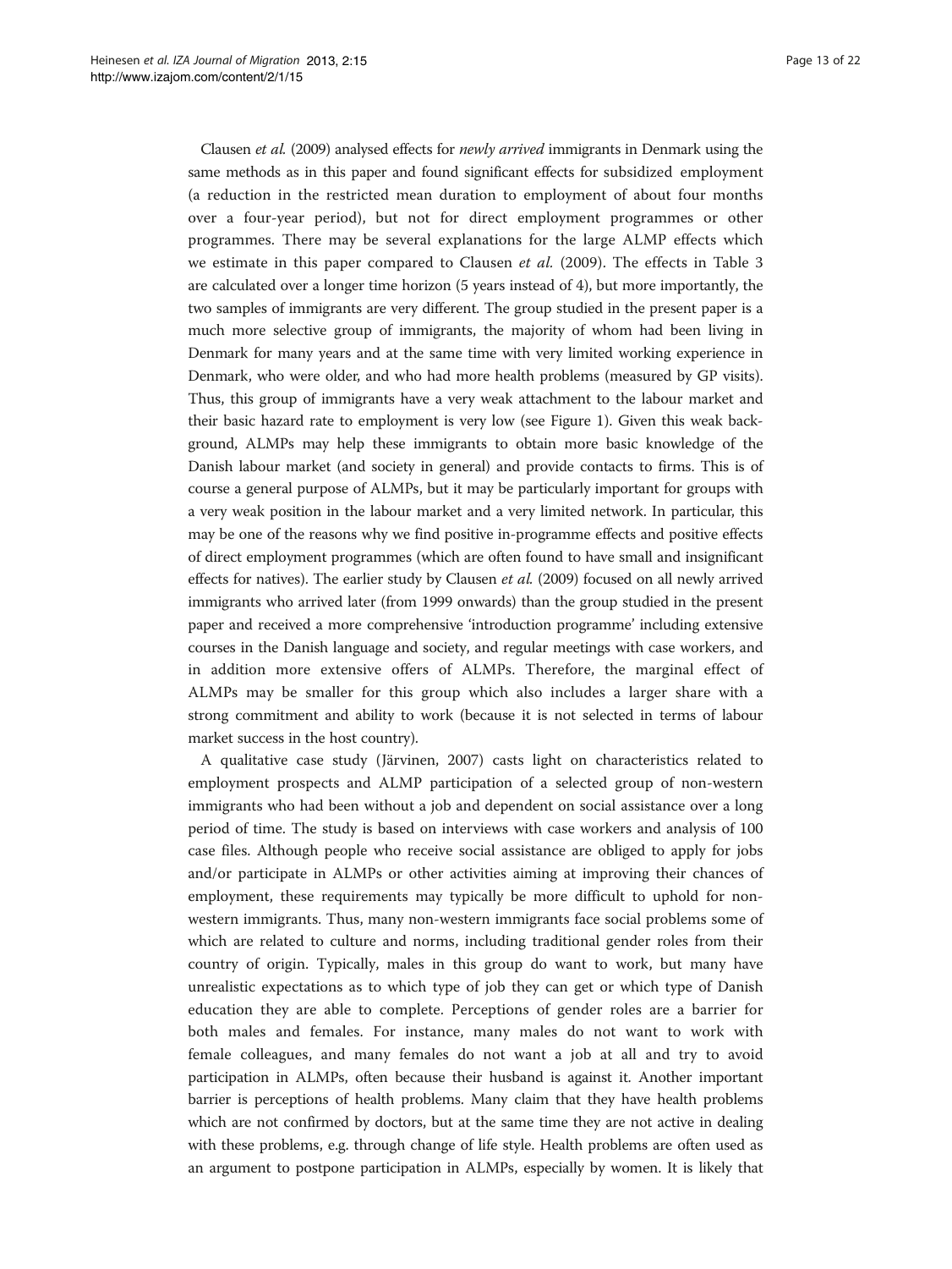Clausen *et al.* (2009) analysed effects for *newly arrived* immigrants in Denmark using the same methods as in this paper and found significant effects for subsidized employment (a reduction in the restricted mean duration to employment of about four months over a four-year period), but not for direct employment programmes or other programmes. There may be several explanations for the large ALMP effects which we estimate in this paper compared to Clausen *et al.* (2009). The effects in Table 3 are calculated over a longer time horizon (5 years instead of 4), but more importantly, the two samples of immigrants are very different. The group studied in the present paper is a much more selective group of immigrants, the majority of whom had been living in Denmark for many years and at the same time with very limited working experience in Denmark, who were older, and who had more health problems (measured by GP visits). Thus, this group of immigrants have a very weak attachment to the labour market and their basic hazard rate to employment is very low (see Figure 1). Given this weak background, ALMPs may help these immigrants to obtain more basic knowledge of the Danish labour market (and society in general) and provide contacts to firms. This is of course a general purpose of ALMPs, but it may be particularly important for groups with a very weak position in the labour market and a very limited network. In particular, this may be one of the reasons why we find positive in-programme effects and positive effects of direct employment programmes (which are often found to have small and insignificant effects for natives). The earlier study by Clausen *et al.* (2009) focused on all newly arrived immigrants who arrived later (from 1999 onwards) than the group studied in the present paper and received a more comprehensive 'introduction programme' including extensive courses in the Danish language and society, and regular meetings with case workers, and in addition more extensive offers of ALMPs. Therefore, the marginal effect of ALMPs may be smaller for this group which also includes a larger share with a strong commitment and ability to work (because it is not selected in terms of labour market success in the host country).

A qualitative case study (Järvinen, 2007) casts light on characteristics related to employment prospects and ALMP participation of a selected group of non-western immigrants who had been without a job and dependent on social assistance over a long period of time. The study is based on interviews with case workers and analysis of 100 case files. Although people who receive social assistance are obliged to apply for jobs and/or participate in ALMPs or other activities aiming at improving their chances of employment, these requirements may typically be more difficult to uphold for non-western immigrants. Thus, many non-western immigrants face social problems some of which are related to culture and norms, including traditional gender roles from their country of origin. Typically, males in this group do want to work, but many have unrealistic expectations as to which type of job they can get or which type of Danish education they are able to complete. Perceptions of gender roles are a barrier for both males and females. For instance, many males do not want to work with female colleagues, and many females do not want a job at all and try to avoid participation in ALMPs, often because their husband is against it. Another important barrier is perceptions of health problems. Many claim that they have health problems which are not confirmed by doctors, but at the same time they are not active in dealing with these problems, e.g. through change of life style. Health problems are often used as an argument to postpone participation in ALMPs, especially by women. It is likely that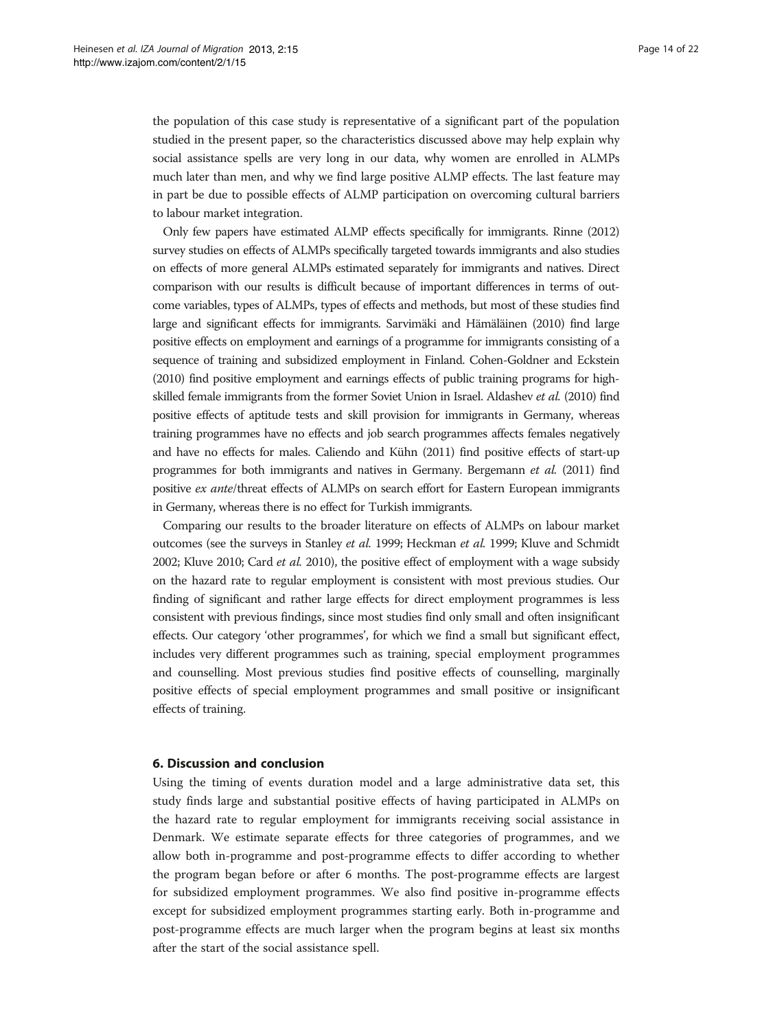the population of this case study is representative of a significant part of the population studied in the present paper, so the characteristics discussed above may help explain why social assistance spells are very long in our data, why women are enrolled in ALMPs much later than men, and why we find large positive ALMP effects. The last feature may in part be due to possible effects of ALMP participation on overcoming cultural barriers to labour market integration.

Only few papers have estimated ALMP effects specifically for immigrants. Rinne (2012) survey studies on effects of ALMPs specifically targeted towards immigrants and also studies on effects of more general ALMPs estimated separately for immigrants and natives. Direct comparison with our results is difficult because of important differences in terms of outcome variables, types of ALMPs, types of effects and methods, but most of these studies find large and significant effects for immigrants. Sarvimäki and Hämäläinen (2010) find large positive effects on employment and earnings of a programme for immigrants consisting of a sequence of training and subsidized employment in Finland. Cohen-Goldner and Eckstein (2010) find positive employment and earnings effects of public training programs for high-skilled female immigrants from the former Soviet Union in Israel. Aldashev *et al.* (2010) find positive effects of aptitude tests and skill provision for immigrants in Germany, whereas training programmes have no effects and job search programmes affects females negatively and have no effects for males. Caliendo and Kühn (2011) find positive effects of start-up programmes for both immigrants and natives in Germany. Bergemann *et al.* (2011) find positive *ex ante*/threat effects of ALMPs on search effort for Eastern European immigrants in Germany, whereas there is no effect for Turkish immigrants.

Comparing our results to the broader literature on effects of ALMPs on labour market outcomes (see the surveys in Stanley *et al.* 1999; Heckman *et al.* 1999; Kluve and Schmidt 2002; Kluve 2010; Card *et al.* 2010), the positive effect of employment with a wage subsidy on the hazard rate to regular employment is consistent with most previous studies. Our finding of significant and rather large effects for direct employment programmes is less consistent with previous findings, since most studies find only small and often insignificant effects. Our category 'other programmes', for which we find a small but significant effect, includes very different programmes such as training, special employment programmes and counselling. Most previous studies find positive effects of counselling, marginally positive effects of special employment programmes and small positive or insignificant effects of training.

## 6. Discussion and conclusion

Using the timing of events duration model and a large administrative data set, this study finds large and substantial positive effects of having participated in ALMPs on the hazard rate to regular employment for immigrants receiving social assistance in Denmark. We estimate separate effects for three categories of programmes, and we allow both in-programme and post-programme effects to differ according to whether the program began before or after 6 months. The post-programme effects are largest for subsidized employment programmes. We also find positive in-programme effects except for subsidized employment programmes starting early. Both in-programme and post-programme effects are much larger when the program begins at least six months after the start of the social assistance spell.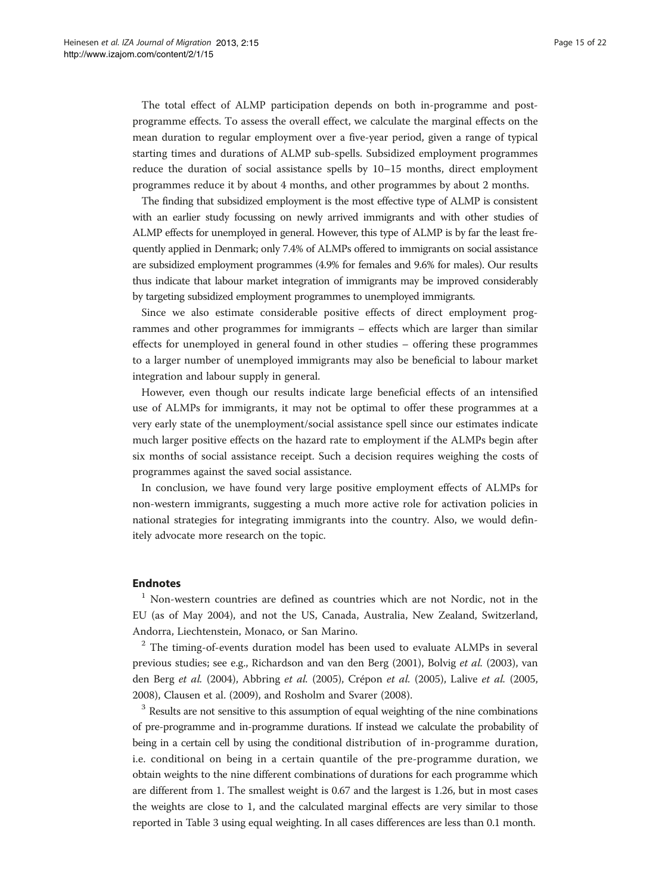The total effect of ALMP participation depends on both in-programme and post-programme effects. To assess the overall effect, we calculate the marginal effects on the mean duration to regular employment over a five-year period, given a range of typical starting times and durations of ALMP sub-spells. Subsidized employment programmes reduce the duration of social assistance spells by 10–15 months, direct employment programmes reduce it by about 4 months, and other programmes by about 2 months.

The finding that subsidized employment is the most effective type of ALMP is consistent with an earlier study focussing on newly arrived immigrants and with other studies of ALMP effects for unemployed in general. However, this type of ALMP is by far the least frequently applied in Denmark; only 7.4% of ALMPs offered to immigrants on social assistance are subsidized employment programmes (4.9% for females and 9.6% for males). Our results thus indicate that labour market integration of immigrants may be improved considerably by targeting subsidized employment programmes to unemployed immigrants.

Since we also estimate considerable positive effects of direct employment programmes and other programmes for immigrants – effects which are larger than similar effects for unemployed in general found in other studies – offering these programmes to a larger number of unemployed immigrants may also be beneficial to labour market integration and labour supply in general.

However, even though our results indicate large beneficial effects of an intensified use of ALMPs for immigrants, it may not be optimal to offer these programmes at a very early state of the unemployment/social assistance spell since our estimates indicate much larger positive effects on the hazard rate to employment if the ALMPs begin after six months of social assistance receipt. Such a decision requires weighing the costs of programmes against the saved social assistance.

In conclusion, we have found very large positive employment effects of ALMPs for non-western immigrants, suggesting a much more active role for activation policies in national strategies for integrating immigrants into the country. Also, we would definitely advocate more research on the topic.

## Endnotes

[1] Non-western countries are defined as countries which are not Nordic, not in the EU (as of May 2004), and not the US, Canada, Australia, New Zealand, Switzerland, Andorra, Liechtenstein, Monaco, or San Marino.

[2] The timing-of-events duration model has been used to evaluate ALMPs in several previous studies; see e.g., Richardson and van den Berg (2001), Bolvig *et al.* (2003), van den Berg *et al.* (2004), Abbring *et al.* (2005), Crépon *et al.* (2005), Lalive *et al.* (2005, 2008), Clausen et al. (2009), and Rosholm and Svarer (2008).

[3] Results are not sensitive to this assumption of equal weighting of the nine combinations of pre-programme and in-programme durations. If instead we calculate the probability of being in a certain cell by using the conditional distribution of in-programme duration, i.e. conditional on being in a certain quantile of the pre-programme duration, we obtain weights to the nine different combinations of durations for each programme which are different from 1. The smallest weight is 0.67 and the largest is 1.26, but in most cases the weights are close to 1, and the calculated marginal effects are very similar to those reported in Table 3 using equal weighting. In all cases differences are less than 0.1 month.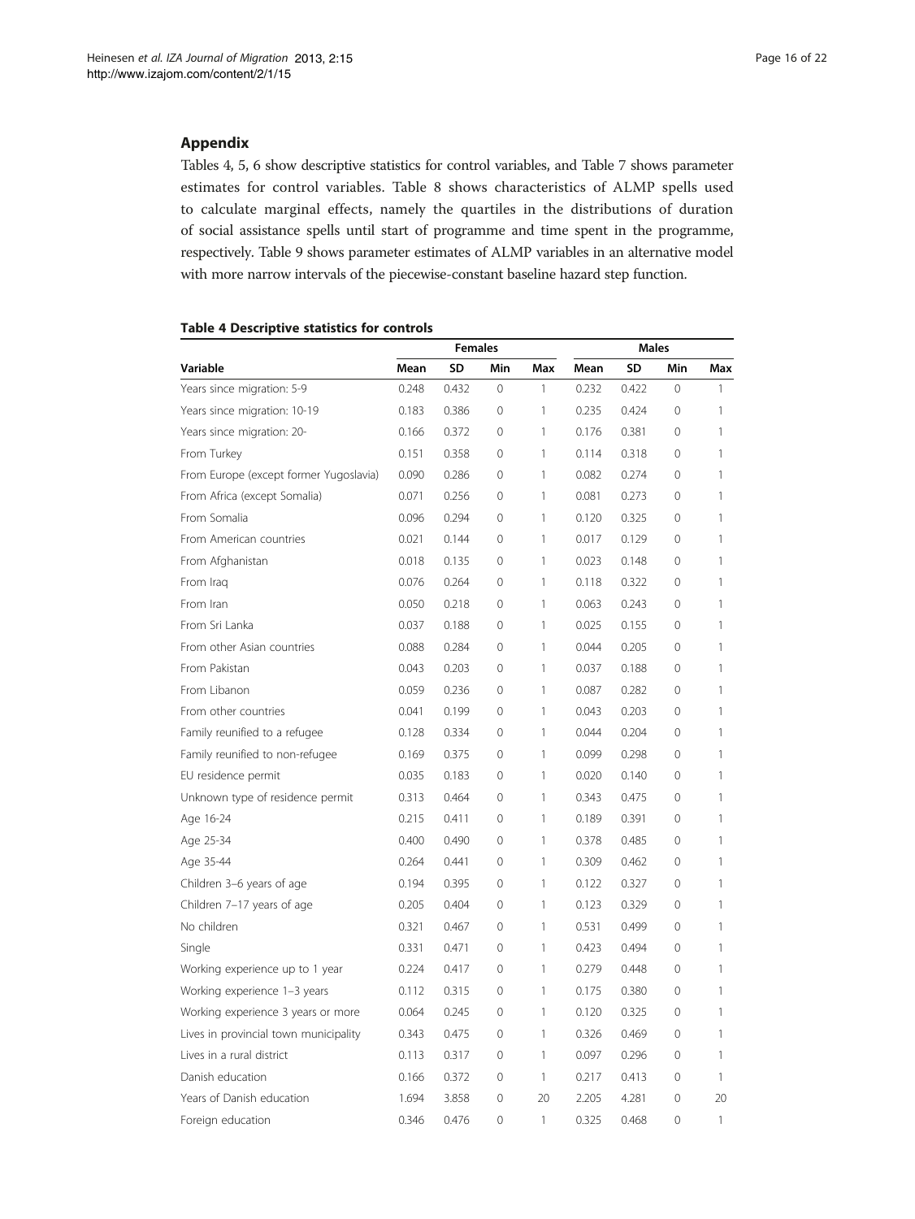## Appendix

Tables 4, 5, 6 show descriptive statistics for control variables, and Table 7 shows parameter estimates for control variables. Table 8 shows characteristics of ALMP spells used to calculate marginal effects, namely the quartiles in the distributions of duration of social assistance spells until start of programme and time spent in the programme, respectively. Table 9 shows parameter estimates of ALMP variables in an alternative model with more narrow intervals of the piecewise-constant baseline hazard step function.

**Table 4 Descriptive statistics for controls**

| | Females | | | | Males | | | |
|---|---|---|---|---|---|---|---|---|
| Variable | Mean | SD | Min | Max | Mean | SD | Min | Max |
| Years since migration: 5-9 | 0.248 | 0.432 | 0 | 1 | 0.232 | 0.422 | 0 | 1 |
| Years since migration: 10-19 | 0.183 | 0.386 | 0 | 1 | 0.235 | 0.424 | 0 | 1 |
| Years since migration: 20- | 0.166 | 0.372 | 0 | 1 | 0.176 | 0.381 | 0 | 1 |
| From Turkey | 0.151 | 0.358 | 0 | 1 | 0.114 | 0.318 | 0 | 1 |
| From Europe (except former Yugoslavia) | 0.090 | 0.286 | 0 | 1 | 0.082 | 0.274 | 0 | 1 |
| From Africa (except Somalia) | 0.071 | 0.256 | 0 | 1 | 0.081 | 0.273 | 0 | 1 |
| From Somalia | 0.096 | 0.294 | 0 | 1 | 0.120 | 0.325 | 0 | 1 |
| From American countries | 0.021 | 0.144 | 0 | 1 | 0.017 | 0.129 | 0 | 1 |
| From Afghanistan | 0.018 | 0.135 | 0 | 1 | 0.023 | 0.148 | 0 | 1 |
| From Iraq | 0.076 | 0.264 | 0 | 1 | 0.118 | 0.322 | 0 | 1 |
| From Iran | 0.050 | 0.218 | 0 | 1 | 0.063 | 0.243 | 0 | 1 |
| From Sri Lanka | 0.037 | 0.188 | 0 | 1 | 0.025 | 0.155 | 0 | 1 |
| From other Asian countries | 0.088 | 0.284 | 0 | 1 | 0.044 | 0.205 | 0 | 1 |
| From Pakistan | 0.043 | 0.203 | 0 | 1 | 0.037 | 0.188 | 0 | 1 |
| From Libanon | 0.059 | 0.236 | 0 | 1 | 0.087 | 0.282 | 0 | 1 |
| From other countries | 0.041 | 0.199 | 0 | 1 | 0.043 | 0.203 | 0 | 1 |
| Family reunified to a refugee | 0.128 | 0.334 | 0 | 1 | 0.044 | 0.204 | 0 | 1 |
| Family reunified to non-refugee | 0.169 | 0.375 | 0 | 1 | 0.099 | 0.298 | 0 | 1 |
| EU residence permit | 0.035 | 0.183 | 0 | 1 | 0.020 | 0.140 | 0 | 1 |
| Unknown type of residence permit | 0.313 | 0.464 | 0 | 1 | 0.343 | 0.475 | 0 | 1 |
| Age 16-24 | 0.215 | 0.411 | 0 | 1 | 0.189 | 0.391 | 0 | 1 |
| Age 25-34 | 0.400 | 0.490 | 0 | 1 | 0.378 | 0.485 | 0 | 1 |
| Age 35-44 | 0.264 | 0.441 | 0 | 1 | 0.309 | 0.462 | 0 | 1 |
| Children 3–6 years of age | 0.194 | 0.395 | 0 | 1 | 0.122 | 0.327 | 0 | 1 |
| Children 7–17 years of age | 0.205 | 0.404 | 0 | 1 | 0.123 | 0.329 | 0 | 1 |
| No children | 0.321 | 0.467 | 0 | 1 | 0.531 | 0.499 | 0 | 1 |
| Single | 0.331 | 0.471 | 0 | 1 | 0.423 | 0.494 | 0 | 1 |
| Working experience up to 1 year | 0.224 | 0.417 | 0 | 1 | 0.279 | 0.448 | 0 | 1 |
| Working experience 1–3 years | 0.112 | 0.315 | 0 | 1 | 0.175 | 0.380 | 0 | 1 |
| Working experience 3 years or more | 0.064 | 0.245 | 0 | 1 | 0.120 | 0.325 | 0 | 1 |
| Lives in provincial town municipality | 0.343 | 0.475 | 0 | 1 | 0.326 | 0.469 | 0 | 1 |
| Lives in a rural district | 0.113 | 0.317 | 0 | 1 | 0.097 | 0.296 | 0 | 1 |
| Danish education | 0.166 | 0.372 | 0 | 1 | 0.217 | 0.413 | 0 | 1 |
| Years of Danish education | 1.694 | 3.858 | 0 | 20 | 2.205 | 4.281 | 0 | 20 |
| Foreign education | 0.346 | 0.476 | 0 | 1 | 0.325 | 0.468 | 0 | 1 |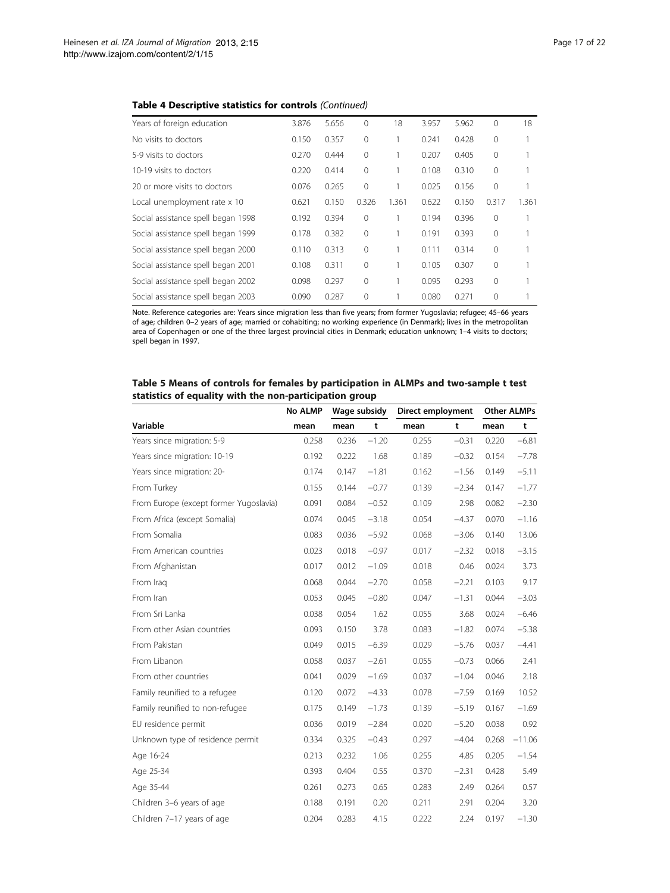**Table 4 Descriptive statistics for controls** *(Continued)*

| | | | | | | | | |
|---|---|---|---|---|---|---|---|---|
| Years of foreign education | 3.876 | 5.656 | 0 | 18 | 3.957 | 5.962 | 0 | 18 |
| No visits to doctors | 0.150 | 0.357 | 0 | 1 | 0.241 | 0.428 | 0 | 1 |
| 5-9 visits to doctors | 0.270 | 0.444 | 0 | 1 | 0.207 | 0.405 | 0 | 1 |
| 10-19 visits to doctors | 0.220 | 0.414 | 0 | 1 | 0.108 | 0.310 | 0 | 1 |
| 20 or more visits to doctors | 0.076 | 0.265 | 0 | 1 | 0.025 | 0.156 | 0 | 1 |
| Local unemployment rate x 10 | 0.621 | 0.150 | 0.326 | 1.361 | 0.622 | 0.150 | 0.317 | 1.361 |
| Social assistance spell began 1998 | 0.192 | 0.394 | 0 | 1 | 0.194 | 0.396 | 0 | 1 |
| Social assistance spell began 1999 | 0.178 | 0.382 | 0 | 1 | 0.191 | 0.393 | 0 | 1 |
| Social assistance spell began 2000 | 0.110 | 0.313 | 0 | 1 | 0.111 | 0.314 | 0 | 1 |
| Social assistance spell began 2001 | 0.108 | 0.311 | 0 | 1 | 0.105 | 0.307 | 0 | 1 |
| Social assistance spell began 2002 | 0.098 | 0.297 | 0 | 1 | 0.095 | 0.293 | 0 | 1 |
| Social assistance spell began 2003 | 0.090 | 0.287 | 0 | 1 | 0.080 | 0.271 | 0 | 1 |

Note. Reference categories are: Years since migration less than five years; from former Yugoslavia; refugee; 45–66 years of age; children 0–2 years of age; married or cohabiting; no working experience (in Denmark); lives in the metropolitan area of Copenhagen or one of the three largest provincial cities in Denmark; education unknown; 1–4 visits to doctors; spell began in 1997.

**Table 5 Means of controls for females by participation in ALMPs and two-sample t test statistics of equality with the non-participation group**

| | No ALMP | Wage subsidy | | Direct employment | | Other ALMPs | |
|---|---|---|---|---|---|---|---|
| Variable | mean | mean | t | mean | t | mean | t |
| Years since migration: 5-9 | 0.258 | 0.236 | −1.20 | 0.255 | −0.31 | 0.220 | −6.81 |
| Years since migration: 10-19 | 0.192 | 0.222 | 1.68 | 0.189 | −0.32 | 0.154 | −7.78 |
| Years since migration: 20- | 0.174 | 0.147 | −1.81 | 0.162 | −1.56 | 0.149 | −5.11 |
| From Turkey | 0.155 | 0.144 | −0.77 | 0.139 | −2.34 | 0.147 | −1.77 |
| From Europe (except former Yugoslavia) | 0.091 | 0.084 | −0.52 | 0.109 | 2.98 | 0.082 | −2.30 |
| From Africa (except Somalia) | 0.074 | 0.045 | −3.18 | 0.054 | −4.37 | 0.070 | −1.16 |
| From Somalia | 0.083 | 0.036 | −5.92 | 0.068 | −3.06 | 0.140 | 13.06 |
| From American countries | 0.023 | 0.018 | −0.97 | 0.017 | −2.32 | 0.018 | −3.15 |
| From Afghanistan | 0.017 | 0.012 | −1.09 | 0.018 | 0.46 | 0.024 | 3.73 |
| From Iraq | 0.068 | 0.044 | −2.70 | 0.058 | −2.21 | 0.103 | 9.17 |
| From Iran | 0.053 | 0.045 | −0.80 | 0.047 | −1.31 | 0.044 | −3.03 |
| From Sri Lanka | 0.038 | 0.054 | 1.62 | 0.055 | 3.68 | 0.024 | −6.46 |
| From other Asian countries | 0.093 | 0.150 | 3.78 | 0.083 | −1.82 | 0.074 | −5.38 |
| From Pakistan | 0.049 | 0.015 | −6.39 | 0.029 | −5.76 | 0.037 | −4.41 |
| From Libanon | 0.058 | 0.037 | −2.61 | 0.055 | −0.73 | 0.066 | 2.41 |
| From other countries | 0.041 | 0.029 | −1.69 | 0.037 | −1.04 | 0.046 | 2.18 |
| Family reunified to a refugee | 0.120 | 0.072 | −4.33 | 0.078 | −7.59 | 0.169 | 10.52 |
| Family reunified to non-refugee | 0.175 | 0.149 | −1.73 | 0.139 | −5.19 | 0.167 | −1.69 |
| EU residence permit | 0.036 | 0.019 | −2.84 | 0.020 | −5.20 | 0.038 | 0.92 |
| Unknown type of residence permit | 0.334 | 0.325 | −0.43 | 0.297 | −4.04 | 0.268 | −11.06 |
| Age 16-24 | 0.213 | 0.232 | 1.06 | 0.255 | 4.85 | 0.205 | −1.54 |
| Age 25-34 | 0.393 | 0.404 | 0.55 | 0.370 | −2.31 | 0.428 | 5.49 |
| Age 35-44 | 0.261 | 0.273 | 0.65 | 0.283 | 2.49 | 0.264 | 0.57 |
| Children 3–6 years of age | 0.188 | 0.191 | 0.20 | 0.211 | 2.91 | 0.204 | 3.20 |
| Children 7–17 years of age | 0.204 | 0.283 | 4.15 | 0.222 | 2.24 | 0.197 | −1.30 |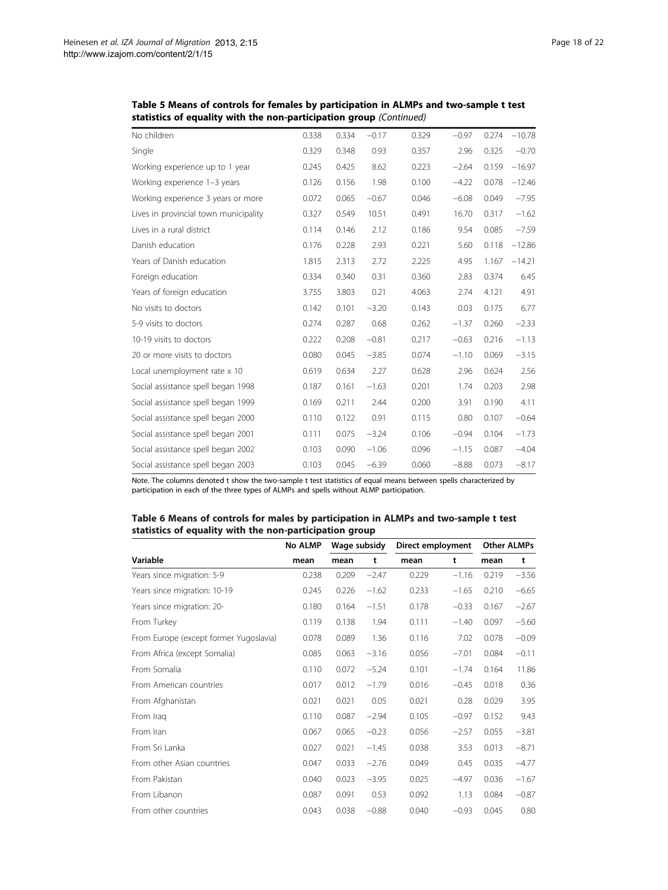**Table 5 Means of controls for females by participation in ALMPs and two-sample t test statistics of equality with the non-participation group** *(Continued)*

| | | | | | | | |
|---|---|---|---|---|---|---|---|
| No children | 0.338 | 0.334 | −0.17 | 0.329 | −0.97 | 0.274 | −10.78 |
| Single | 0.329 | 0.348 | 0.93 | 0.357 | 2.96 | 0.325 | −0.70 |
| Working experience up to 1 year | 0.245 | 0.425 | 8.62 | 0.223 | −2.64 | 0.159 | −16.97 |
| Working experience 1–3 years | 0.126 | 0.156 | 1.98 | 0.100 | −4.22 | 0.078 | −12.46 |
| Working experience 3 years or more | 0.072 | 0.065 | −0.67 | 0.046 | −6.08 | 0.049 | −7.95 |
| Lives in provincial town municipality | 0.327 | 0.549 | 10.51 | 0.491 | 16.70 | 0.317 | −1.62 |
| Lives in a rural district | 0.114 | 0.146 | 2.12 | 0.186 | 9.54 | 0.085 | −7.59 |
| Danish education | 0.176 | 0.228 | 2.93 | 0.221 | 5.60 | 0.118 | −12.86 |
| Years of Danish education | 1.815 | 2.313 | 2.72 | 2.225 | 4.95 | 1.167 | −14.21 |
| Foreign education | 0.334 | 0.340 | 0.31 | 0.360 | 2.83 | 0.374 | 6.45 |
| Years of foreign education | 3.755 | 3.803 | 0.21 | 4.063 | 2.74 | 4.121 | 4.91 |
| No visits to doctors | 0.142 | 0.101 | −3.20 | 0.143 | 0.03 | 0.175 | 6.77 |
| 5-9 visits to doctors | 0.274 | 0.287 | 0.68 | 0.262 | −1.37 | 0.260 | −2.33 |
| 10-19 visits to doctors | 0.222 | 0.208 | −0.81 | 0.217 | −0.63 | 0.216 | −1.13 |
| 20 or more visits to doctors | 0.080 | 0.045 | −3.85 | 0.074 | −1.10 | 0.069 | −3.15 |
| Local unemployment rate x 10 | 0.619 | 0.634 | 2.27 | 0.628 | 2.96 | 0.624 | 2.56 |
| Social assistance spell began 1998 | 0.187 | 0.161 | −1.63 | 0.201 | 1.74 | 0.203 | 2.98 |
| Social assistance spell began 1999 | 0.169 | 0.211 | 2.44 | 0.200 | 3.91 | 0.190 | 4.11 |
| Social assistance spell began 2000 | 0.110 | 0.122 | 0.91 | 0.115 | 0.80 | 0.107 | −0.64 |
| Social assistance spell began 2001 | 0.111 | 0.075 | −3.24 | 0.106 | −0.94 | 0.104 | −1.73 |
| Social assistance spell began 2002 | 0.103 | 0.090 | −1.06 | 0.096 | −1.15 | 0.087 | −4.04 |
| Social assistance spell began 2003 | 0.103 | 0.045 | −6.39 | 0.060 | −8.88 | 0.073 | −8.17 |

Note. The columns denoted t show the two-sample t test statistics of equal means between spells characterized by participation in each of the three types of ALMPs and spells without ALMP participation.

**Table 6 Means of controls for males by participation in ALMPs and two-sample t test statistics of equality with the non-participation group**

| | No ALMP | Wage subsidy | | Direct employment | | Other ALMPs | |
|---|---|---|---|---|---|---|---|
| Variable | mean | mean | t | mean | t | mean | t |
| Years since migration: 5-9 | 0.238 | 0.209 | −2.47 | 0.229 | −1.16 | 0.219 | −3.56 |
| Years since migration: 10-19 | 0.245 | 0.226 | −1.62 | 0.233 | −1.65 | 0.210 | −6.65 |
| Years since migration: 20- | 0.180 | 0.164 | −1.51 | 0.178 | −0.33 | 0.167 | −2.67 |
| From Turkey | 0.119 | 0.138 | 1.94 | 0.111 | −1.40 | 0.097 | −5.60 |
| From Europe (except former Yugoslavia) | 0.078 | 0.089 | 1.36 | 0.116 | 7.02 | 0.078 | −0.09 |
| From Africa (except Somalia) | 0.085 | 0.063 | −3.16 | 0.056 | −7.01 | 0.084 | −0.11 |
| From Somalia | 0.110 | 0.072 | −5.24 | 0.101 | −1.74 | 0.164 | 11.86 |
| From American countries | 0.017 | 0.012 | −1.79 | 0.016 | −0.45 | 0.018 | 0.36 |
| From Afghanistan | 0.021 | 0.021 | 0.05 | 0.021 | 0.28 | 0.029 | 3.95 |
| From Iraq | 0.110 | 0.087 | −2.94 | 0.105 | −0.97 | 0.152 | 9.43 |
| From Iran | 0.067 | 0.065 | −0.23 | 0.056 | −2.57 | 0.055 | −3.81 |
| From Sri Lanka | 0.027 | 0.021 | −1.45 | 0.038 | 3.53 | 0.013 | −8.71 |
| From other Asian countries | 0.047 | 0.033 | −2.76 | 0.049 | 0.45 | 0.035 | −4.77 |
| From Pakistan | 0.040 | 0.023 | −3.95 | 0.025 | −4.97 | 0.036 | −1.67 |
| From Libanon | 0.087 | 0.091 | 0.53 | 0.092 | 1.13 | 0.084 | −0.87 |
| From other countries | 0.043 | 0.038 | −0.88 | 0.040 | −0.93 | 0.045 | 0.80 |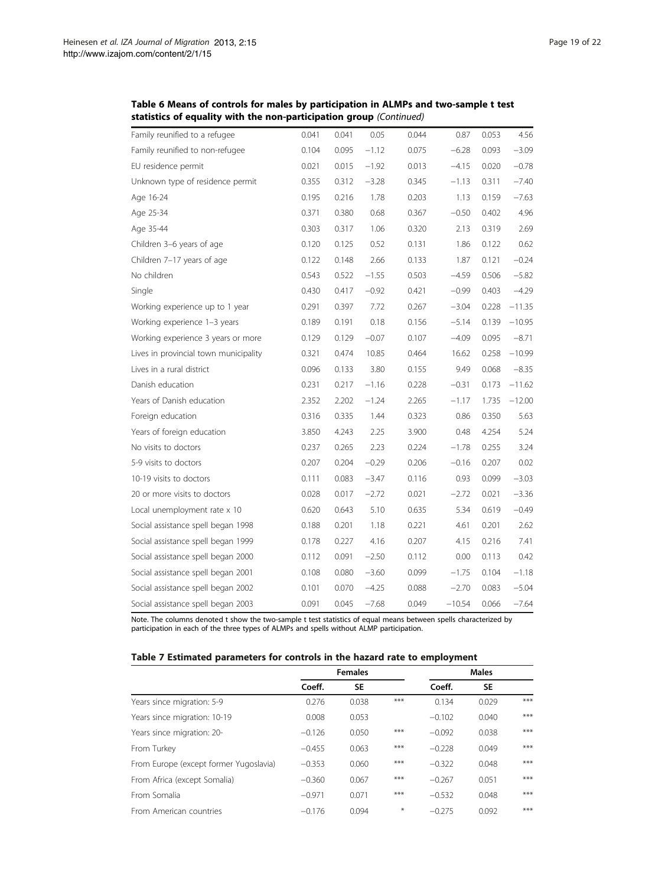**Table 6 Means of controls for males by participation in ALMPs and two-sample t test statistics of equality with the non-participation group** *(Continued)*

| | | | | | | | |
|---|---|---|---|---|---|---|---|
| Family reunified to a refugee | 0.041 | 0.041 | 0.05 | 0.044 | 0.87 | 0.053 | 4.56 |
| Family reunified to non-refugee | 0.104 | 0.095 | −1.12 | 0.075 | −6.28 | 0.093 | −3.09 |
| EU residence permit | 0.021 | 0.015 | −1.92 | 0.013 | −4.15 | 0.020 | −0.78 |
| Unknown type of residence permit | 0.355 | 0.312 | −3.28 | 0.345 | −1.13 | 0.311 | −7.40 |
| Age 16-24 | 0.195 | 0.216 | 1.78 | 0.203 | 1.13 | 0.159 | −7.63 |
| Age 25-34 | 0.371 | 0.380 | 0.68 | 0.367 | −0.50 | 0.402 | 4.96 |
| Age 35-44 | 0.303 | 0.317 | 1.06 | 0.320 | 2.13 | 0.319 | 2.69 |
| Children 3–6 years of age | 0.120 | 0.125 | 0.52 | 0.131 | 1.86 | 0.122 | 0.62 |
| Children 7–17 years of age | 0.122 | 0.148 | 2.66 | 0.133 | 1.87 | 0.121 | −0.24 |
| No children | 0.543 | 0.522 | −1.55 | 0.503 | −4.59 | 0.506 | −5.82 |
| Single | 0.430 | 0.417 | −0.92 | 0.421 | −0.99 | 0.403 | −4.29 |
| Working experience up to 1 year | 0.291 | 0.397 | 7.72 | 0.267 | −3.04 | 0.228 | −11.35 |
| Working experience 1–3 years | 0.189 | 0.191 | 0.18 | 0.156 | −5.14 | 0.139 | −10.95 |
| Working experience 3 years or more | 0.129 | 0.129 | −0.07 | 0.107 | −4.09 | 0.095 | −8.71 |
| Lives in provincial town municipality | 0.321 | 0.474 | 10.85 | 0.464 | 16.62 | 0.258 | −10.99 |
| Lives in a rural district | 0.096 | 0.133 | 3.80 | 0.155 | 9.49 | 0.068 | −8.35 |
| Danish education | 0.231 | 0.217 | −1.16 | 0.228 | −0.31 | 0.173 | −11.62 |
| Years of Danish education | 2.352 | 2.202 | −1.24 | 2.265 | −1.17 | 1.735 | −12.00 |
| Foreign education | 0.316 | 0.335 | 1.44 | 0.323 | 0.86 | 0.350 | 5.63 |
| Years of foreign education | 3.850 | 4.243 | 2.25 | 3.900 | 0.48 | 4.254 | 5.24 |
| No visits to doctors | 0.237 | 0.265 | 2.23 | 0.224 | −1.78 | 0.255 | 3.24 |
| 5-9 visits to doctors | 0.207 | 0.204 | −0.29 | 0.206 | −0.16 | 0.207 | 0.02 |
| 10-19 visits to doctors | 0.111 | 0.083 | −3.47 | 0.116 | 0.93 | 0.099 | −3.03 |
| 20 or more visits to doctors | 0.028 | 0.017 | −2.72 | 0.021 | −2.72 | 0.021 | −3.36 |
| Local unemployment rate x 10 | 0.620 | 0.643 | 5.10 | 0.635 | 5.34 | 0.619 | −0.49 |
| Social assistance spell began 1998 | 0.188 | 0.201 | 1.18 | 0.221 | 4.61 | 0.201 | 2.62 |
| Social assistance spell began 1999 | 0.178 | 0.227 | 4.16 | 0.207 | 4.15 | 0.216 | 7.41 |
| Social assistance spell began 2000 | 0.112 | 0.091 | −2.50 | 0.112 | 0.00 | 0.113 | 0.42 |
| Social assistance spell began 2001 | 0.108 | 0.080 | −3.60 | 0.099 | −1.75 | 0.104 | −1.18 |
| Social assistance spell began 2002 | 0.101 | 0.070 | −4.25 | 0.088 | −2.70 | 0.083 | −5.04 |
| Social assistance spell began 2003 | 0.091 | 0.045 | −7.68 | 0.049 | −10.54 | 0.066 | −7.64 |

Note. The columns denoted t show the two-sample t test statistics of equal means between spells characterized by participation in each of the three types of ALMPs and spells without ALMP participation.

**Table 7 Estimated parameters for controls in the hazard rate to employment**

| | Females | | | Males | | |
|---|---|---|---|---|---|---|
| | Coeff. | SE | | Coeff. | SE | |
| Years since migration: 5-9 | 0.276 | 0.038 | *** | 0.134 | 0.029 | *** |
| Years since migration: 10-19 | 0.008 | 0.053 | | −0.102 | 0.040 | *** |
| Years since migration: 20- | −0.126 | 0.050 | *** | −0.092 | 0.038 | *** |
| From Turkey | −0.455 | 0.063 | *** | −0.228 | 0.049 | *** |
| From Europe (except former Yugoslavia) | −0.353 | 0.060 | *** | −0.322 | 0.048 | *** |
| From Africa (except Somalia) | −0.360 | 0.067 | *** | −0.267 | 0.051 | *** |
| From Somalia | −0.971 | 0.071 | *** | −0.532 | 0.048 | *** |
| From American countries | −0.176 | 0.094 | * | −0.275 | 0.092 | *** |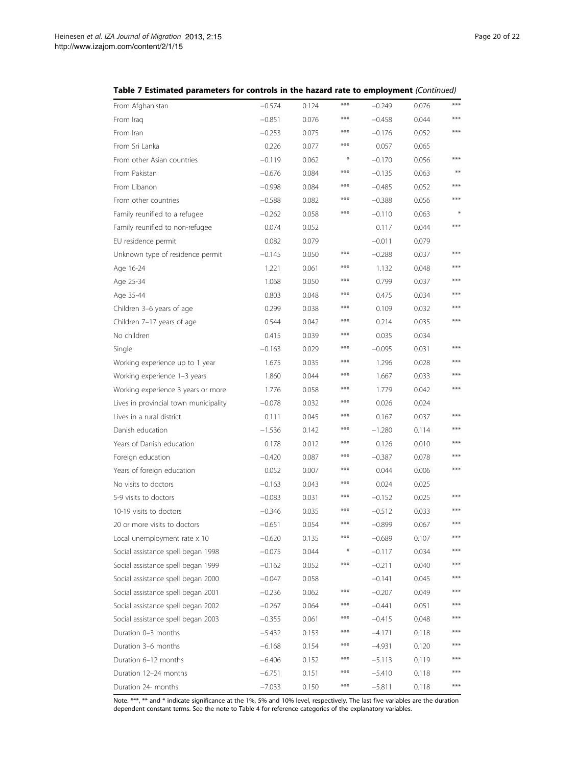**Table 7 Estimated parameters for controls in the hazard rate to employment** *(Continued)*

| | | | | | | |
|---|---|---|---|---|---|---|
| From Afghanistan | −0.574 | 0.124 | *** | −0.249 | 0.076 | *** |
| From Iraq | −0.851 | 0.076 | *** | −0.458 | 0.044 | *** |
| From Iran | −0.253 | 0.075 | *** | −0.176 | 0.052 | *** |
| From Sri Lanka | 0.226 | 0.077 | *** | 0.057 | 0.065 | |
| From other Asian countries | −0.119 | 0.062 | * | −0.170 | 0.056 | *** |
| From Pakistan | −0.676 | 0.084 | *** | −0.135 | 0.063 | ** |
| From Libanon | −0.998 | 0.084 | *** | −0.485 | 0.052 | *** |
| From other countries | −0.588 | 0.082 | *** | −0.388 | 0.056 | *** |
| Family reunified to a refugee | −0.262 | 0.058 | *** | −0.110 | 0.063 | * |
| Family reunified to non-refugee | 0.074 | 0.052 | | 0.117 | 0.044 | *** |
| EU residence permit | 0.082 | 0.079 | | −0.011 | 0.079 | |
| Unknown type of residence permit | −0.145 | 0.050 | *** | −0.288 | 0.037 | *** |
| Age 16-24 | 1.221 | 0.061 | *** | 1.132 | 0.048 | *** |
| Age 25-34 | 1.068 | 0.050 | *** | 0.799 | 0.037 | *** |
| Age 35-44 | 0.803 | 0.048 | *** | 0.475 | 0.034 | *** |
| Children 3–6 years of age | 0.299 | 0.038 | *** | 0.109 | 0.032 | *** |
| Children 7–17 years of age | 0.544 | 0.042 | *** | 0.214 | 0.035 | *** |
| No children | 0.415 | 0.039 | *** | 0.035 | 0.034 | |
| Single | −0.163 | 0.029 | *** | −0.095 | 0.031 | *** |
| Working experience up to 1 year | 1.675 | 0.035 | *** | 1.296 | 0.028 | *** |
| Working experience 1–3 years | 1.860 | 0.044 | *** | 1.667 | 0.033 | *** |
| Working experience 3 years or more | 1.776 | 0.058 | *** | 1.779 | 0.042 | *** |
| Lives in provincial town municipality | −0.078 | 0.032 | *** | 0.026 | 0.024 | |
| Lives in a rural district | 0.111 | 0.045 | *** | 0.167 | 0.037 | *** |
| Danish education | −1.536 | 0.142 | *** | −1.280 | 0.114 | *** |
| Years of Danish education | 0.178 | 0.012 | *** | 0.126 | 0.010 | *** |
| Foreign education | −0.420 | 0.087 | *** | −0.387 | 0.078 | *** |
| Years of foreign education | 0.052 | 0.007 | *** | 0.044 | 0.006 | *** |
| No visits to doctors | −0.163 | 0.043 | *** | 0.024 | 0.025 | |
| 5-9 visits to doctors | −0.083 | 0.031 | *** | −0.152 | 0.025 | *** |
| 10-19 visits to doctors | −0.346 | 0.035 | *** | −0.512 | 0.033 | *** |
| 20 or more visits to doctors | −0.651 | 0.054 | *** | −0.899 | 0.067 | *** |
| Local unemployment rate x 10 | −0.620 | 0.135 | *** | −0.689 | 0.107 | *** |
| Social assistance spell began 1998 | −0.075 | 0.044 | * | −0.117 | 0.034 | *** |
| Social assistance spell began 1999 | −0.162 | 0.052 | *** | −0.211 | 0.040 | *** |
| Social assistance spell began 2000 | −0.047 | 0.058 | | −0.141 | 0.045 | *** |
| Social assistance spell began 2001 | −0.236 | 0.062 | *** | −0.207 | 0.049 | *** |
| Social assistance spell began 2002 | −0.267 | 0.064 | *** | −0.441 | 0.051 | *** |
| Social assistance spell began 2003 | −0.355 | 0.061 | *** | −0.415 | 0.048 | *** |
| Duration 0–3 months | −5.432 | 0.153 | *** | −4.171 | 0.118 | *** |
| Duration 3–6 months | −6.168 | 0.154 | *** | −4.931 | 0.120 | *** |
| Duration 6–12 months | −6.406 | 0.152 | *** | −5.113 | 0.119 | *** |
| Duration 12–24 months | −6.751 | 0.151 | *** | −5.410 | 0.118 | *** |
| Duration 24- months | −7.033 | 0.150 | *** | −5.811 | 0.118 | *** |

Note. ***, ** and * indicate significance at the 1%, 5% and 10% level, respectively. The last five variables are the duration dependent constant terms. See the note to Table 4 for reference categories of the explanatory variables.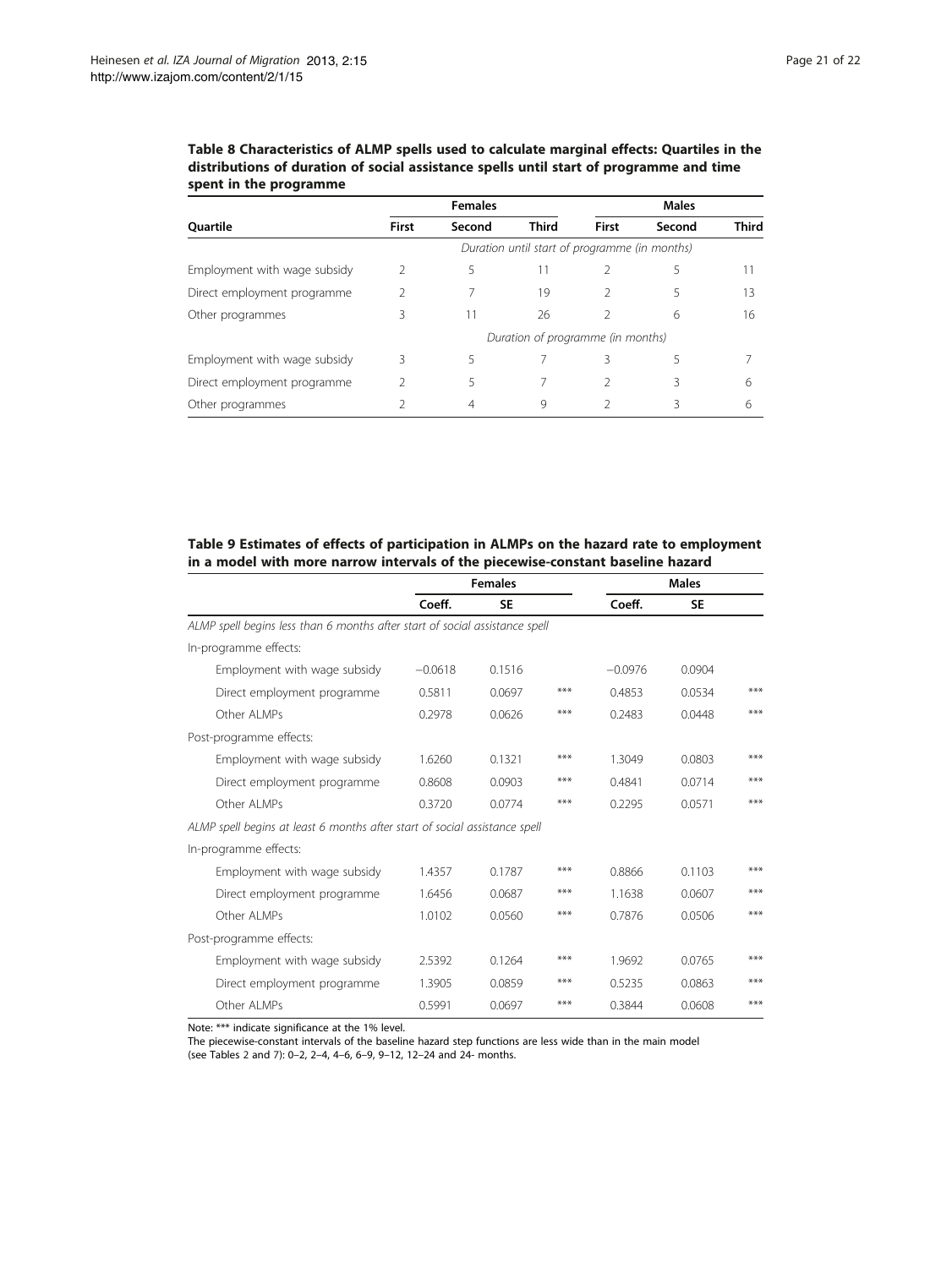**Table 8 Characteristics of ALMP spells used to calculate marginal effects: Quartiles in the distributions of duration of social assistance spells until start of programme and time spent in the programme**

| | Females | | | Males | | |
|---|---|---|---|---|---|---|
| Quartile | First | Second | Third | First | Second | Third |
| | *Duration until start of programme (in months)* | | | | | |
| Employment with wage subsidy | 2 | 5 | 11 | 2 | 5 | 11 |
| Direct employment programme | 2 | 7 | 19 | 2 | 5 | 13 |
| Other programmes | 3 | 11 | 26 | 2 | 6 | 16 |
| | *Duration of programme (in months)* | | | | | |
| Employment with wage subsidy | 3 | 5 | 7 | 3 | 5 | 7 |
| Direct employment programme | 2 | 5 | 7 | 2 | 3 | 6 |
| Other programmes | 2 | 4 | 9 | 2 | 3 | 6 |

**Table 9 Estimates of effects of participation in ALMPs on the hazard rate to employment in a model with more narrow intervals of the piecewise-constant baseline hazard**

| | Females | | | Males | | |
|---|---|---|---|---|---|---|
| | Coeff. | SE | | Coeff. | SE | |
| *ALMP spell begins less than 6 months after start of social assistance spell* | | | | | | |
| In-programme effects: | | | | | | |
| Employment with wage subsidy | −0.0618 | 0.1516 | | −0.0976 | 0.0904 | |
| Direct employment programme | 0.5811 | 0.0697 | *** | 0.4853 | 0.0534 | *** |
| Other ALMPs | 0.2978 | 0.0626 | *** | 0.2483 | 0.0448 | *** |
| Post-programme effects: | | | | | | |
| Employment with wage subsidy | 1.6260 | 0.1321 | *** | 1.3049 | 0.0803 | *** |
| Direct employment programme | 0.8608 | 0.0903 | *** | 0.4841 | 0.0714 | *** |
| Other ALMPs | 0.3720 | 0.0774 | *** | 0.2295 | 0.0571 | *** |
| *ALMP spell begins at least 6 months after start of social assistance spell* | | | | | | |
| In-programme effects: | | | | | | |
| Employment with wage subsidy | 1.4357 | 0.1787 | *** | 0.8866 | 0.1103 | *** |
| Direct employment programme | 1.6456 | 0.0687 | *** | 1.1638 | 0.0607 | *** |
| Other ALMPs | 1.0102 | 0.0560 | *** | 0.7876 | 0.0506 | *** |
| Post-programme effects: | | | | | | |
| Employment with wage subsidy | 2.5392 | 0.1264 | *** | 1.9692 | 0.0765 | *** |
| Direct employment programme | 1.3905 | 0.0859 | *** | 0.5235 | 0.0863 | *** |
| Other ALMPs | 0.5991 | 0.0697 | *** | 0.3844 | 0.0608 | *** |

Note: *** indicate significance at the 1% level.
The piecewise-constant intervals of the baseline hazard step functions are less wide than in the main model (see Tables 2 and 7): 0–2, 2–4, 4–6, 6–9, 9–12, 12–24 and 24- months.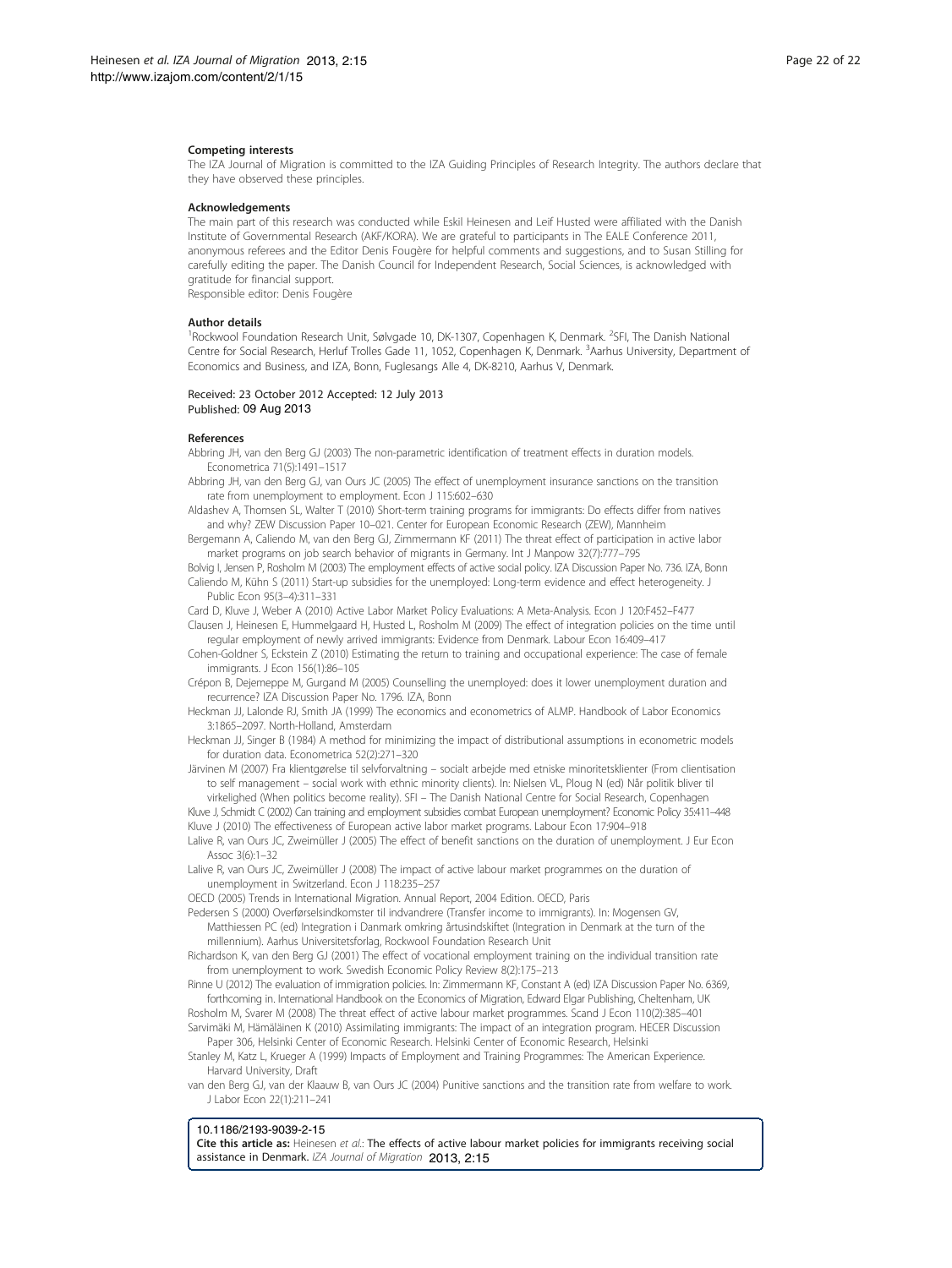#### Competing interests

The IZA Journal of Migration is committed to the IZA Guiding Principles of Research Integrity. The authors declare that they have observed these principles.

#### Acknowledgements

The main part of this research was conducted while Eskil Heinesen and Leif Husted were affiliated with the Danish Institute of Governmental Research (AKF/KORA). We are grateful to participants in The EALE Conference 2011, anonymous referees and the Editor Denis Fougère for helpful comments and suggestions, and to Susan Stilling for carefully editing the paper. The Danish Council for Independent Research, Social Sciences, is acknowledged with gratitude for financial support.

Responsible editor: Denis Fougère

#### Author details

[1]Rockwool Foundation Research Unit, Sølvgade 10, DK-1307, Copenhagen K, Denmark. [2]SFI, The Danish National Centre for Social Research, Herluf Trolles Gade 11, 1052, Copenhagen K, Denmark. [3]Aarhus University, Department of Economics and Business, and IZA, Bonn, Fuglesangs Alle 4, DK-8210, Aarhus V, Denmark.

Received: 23 October 2012 Accepted: 12 July 2013
Published: 09 Aug 2013

#### References

Abbring JH, van den Berg GJ (2003) The non-parametric identification of treatment effects in duration models. Econometrica 71(5):1491–1517

Abbring JH, van den Berg GJ, van Ours JC (2005) The effect of unemployment insurance sanctions on the transition rate from unemployment to employment. Econ J 115:602–630

Aldashev A, Thomsen SL, Walter T (2010) Short-term training programs for immigrants: Do effects differ from natives and why? ZEW Discussion Paper 10–021. Center for European Economic Research (ZEW), Mannheim

Bergemann A, Caliendo M, van den Berg GJ, Zimmermann KF (2011) The threat effect of participation in active labor market programs on job search behavior of migrants in Germany. Int J Manpow 32(7):777–795

Bolvig I, Jensen P, Rosholm M (2003) The employment effects of active social policy. IZA Discussion Paper No. 736. IZA, Bonn

Caliendo M, Kühn S (2011) Start-up subsidies for the unemployed: Long-term evidence and effect heterogeneity. J Public Econ 95(3–4):311–331

Card D, Kluve J, Weber A (2010) Active Labor Market Policy Evaluations: A Meta-Analysis. Econ J 120:F452–F477

Clausen J, Heinesen E, Hummelgaard H, Husted L, Rosholm M (2009) The effect of integration policies on the time until regular employment of newly arrived immigrants: Evidence from Denmark. Labour Econ 16:409–417

Cohen-Goldner S, Eckstein Z (2010) Estimating the return to training and occupational experience: The case of female immigrants. J Econ 156(1):86–105

Crépon B, Dejemeppe M, Gurgand M (2005) Counselling the unemployed: does it lower unemployment duration and recurrence? IZA Discussion Paper No. 1796. IZA, Bonn

Heckman JJ, Lalonde RJ, Smith JA (1999) The economics and econometrics of ALMP. Handbook of Labor Economics 3:1865–2097. North-Holland, Amsterdam

Heckman JJ, Singer B (1984) A method for minimizing the impact of distributional assumptions in econometric models for duration data. Econometrica 52(2):271–320

Järvinen M (2007) Fra klientgørelse til selvforvaltning – socialt arbejde med etniske minoritetsklienter (From clientisation to self management – social work with ethnic minority clients). In: Nielsen VL, Ploug N (ed) Når politik bliver til virkelighed (When politics become reality). SFI – The Danish National Centre for Social Research, Copenhagen

Kluve J, Schmidt C (2002) Can training and employment subsidies combat European unemployment? Economic Policy 35:411–448

Kluve J (2010) The effectiveness of European active labor market programs. Labour Econ 17:904–918

Lalive R, van Ours JC, Zweimüller J (2005) The effect of benefit sanctions on the duration of unemployment. J Eur Econ Assoc 3(6):1–32

Lalive R, van Ours JC, Zweimüller J (2008) The impact of active labour market programmes on the duration of unemployment in Switzerland. Econ J 118:235–257

OECD (2005) Trends in International Migration. Annual Report, 2004 Edition. OECD, Paris

Pedersen S (2000) Overførselsindkomster til indvandrere (Transfer income to immigrants). In: Mogensen GV, Matthiessen PC (ed) Integration i Danmark omkring årtusindskiftet (Integration in Denmark at the turn of the millennium). Aarhus Universitetsforlag, Rockwool Foundation Research Unit

Richardson K, van den Berg GJ (2001) The effect of vocational employment training on the individual transition rate from unemployment to work. Swedish Economic Policy Review 8(2):175–213

Rinne U (2012) The evaluation of immigration policies. In: Zimmermann KF, Constant A (ed) IZA Discussion Paper No. 6369, forthcoming in. International Handbook on the Economics of Migration, Edward Elgar Publishing, Cheltenham, UK

Rosholm M, Svarer M (2008) The threat effect of active labour market programmes. Scand J Econ 110(2):385–401

Sarvimäki M, Hämäläinen K (2010) Assimilating immigrants: The impact of an integration program. HECER Discussion Paper 306, Helsinki Center of Economic Research. Helsinki Center of Economic Research, Helsinki

Stanley M, Katz L, Krueger A (1999) Impacts of Employment and Training Programmes: The American Experience. Harvard University, Draft

van den Berg GJ, van der Klaauw B, van Ours JC (2004) Punitive sanctions and the transition rate from welfare to work. J Labor Econ 22(1):211–241

10.1186/2193-9039-2-15

**Cite this article as:** Heinesen *et al.*: The effects of active labour market policies for immigrants receiving social assistance in Denmark. *IZA Journal of Migration* 2013, 2:15